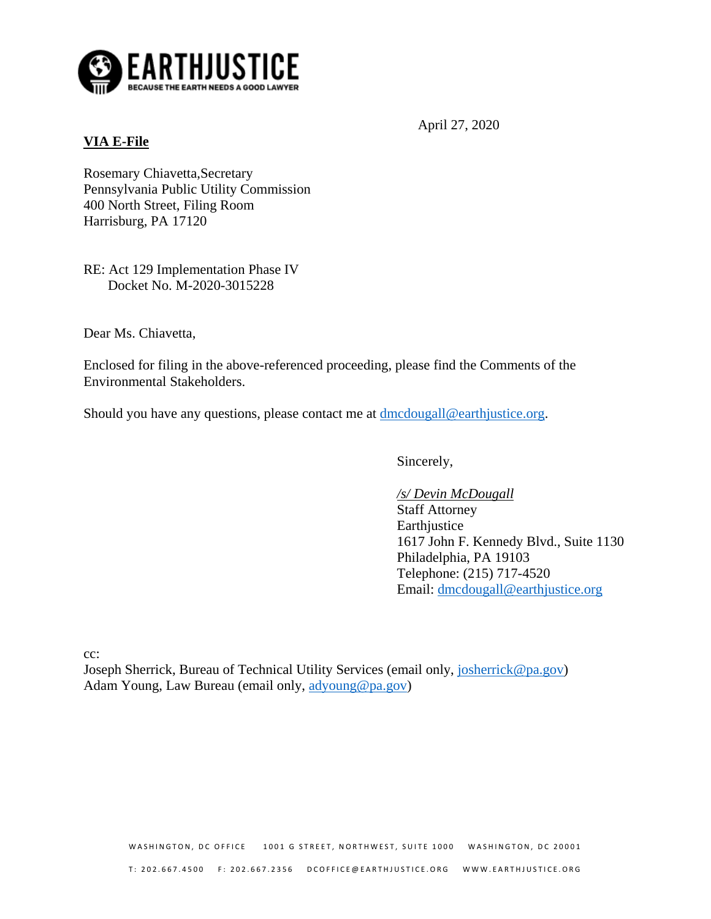April 27, 2020

**VIA E-File**

Rosemary Chiavetta,Secretary
Pennsylvania Public Utility Commission
400 North Street, Filing Room
Harrisburg, PA 17120

RE: Act 129 Implementation Phase IV
Docket No. M-2020-3015228

Dear Ms. Chiavetta,

Enclosed for filing in the above-referenced proceeding, please find the Comments of the Environmental Stakeholders.

Should you have any questions, please contact me at dmcdougall@earthjustice.org.

Sincerely,

*/s/ Devin McDougall*
Staff Attorney
Earthjustice
1617 John F. Kennedy Blvd., Suite 1130
Philadelphia, PA 19103
Telephone: (215) 717-4520
Email: dmcdougall@earthjustice.org

cc:
Joseph Sherrick, Bureau of Technical Utility Services (email only, josherrick@pa.gov)
Adam Young, Law Bureau (email only, adyoung@pa.gov)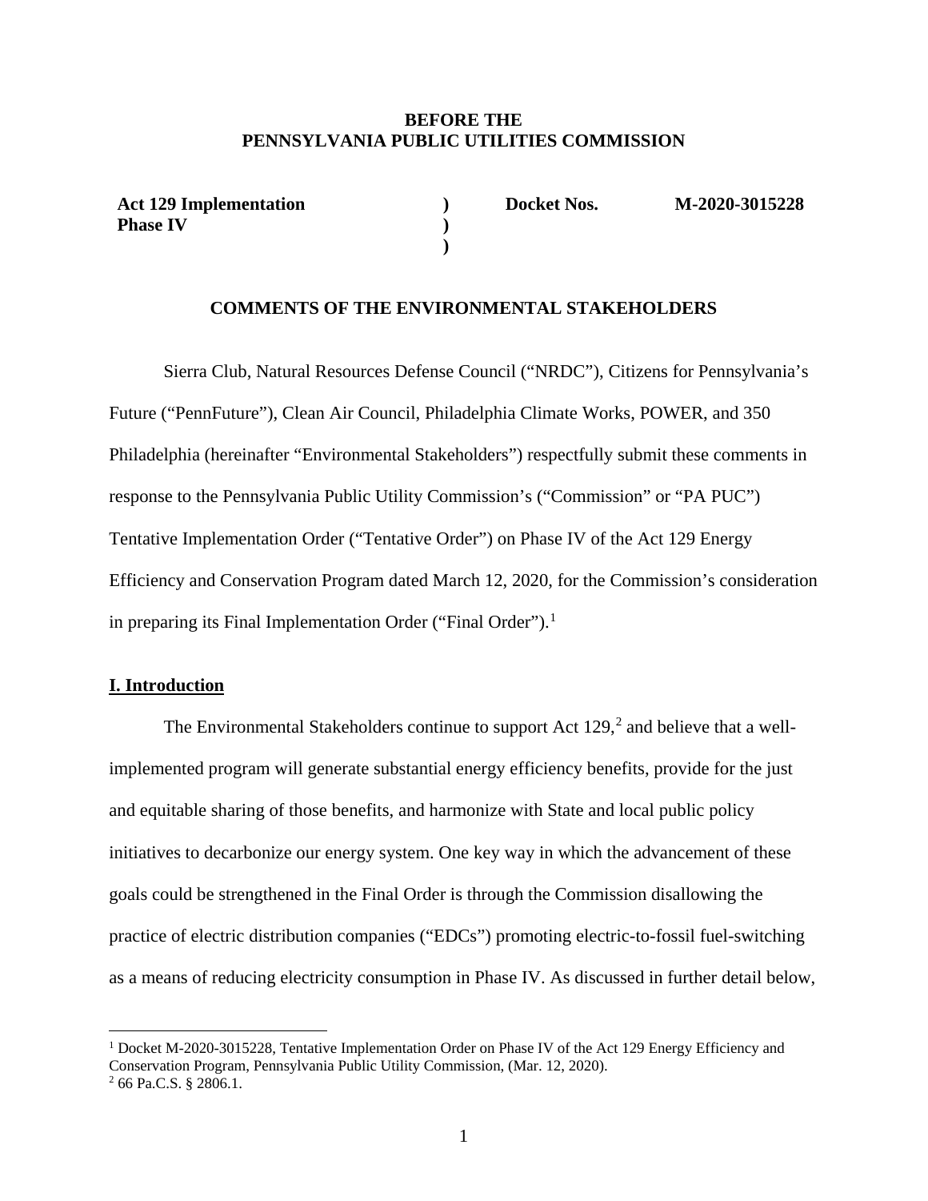**BEFORE THE**
**PENNSYLVANIA PUBLIC UTILITIES COMMISSION**

| **Act 129 Implementation Phase IV** | **)** **)** **)** | **Docket Nos.** | **M-2020-3015228** |
|---|---|---|---|

**COMMENTS OF THE ENVIRONMENTAL STAKEHOLDERS**

Sierra Club, Natural Resources Defense Council ("NRDC"), Citizens for Pennsylvania's Future ("PennFuture"), Clean Air Council, Philadelphia Climate Works, POWER, and 350 Philadelphia (hereinafter "Environmental Stakeholders") respectfully submit these comments in response to the Pennsylvania Public Utility Commission's ("Commission" or "PA PUC") Tentative Implementation Order ("Tentative Order") on Phase IV of the Act 129 Energy Efficiency and Conservation Program dated March 12, 2020, for the Commission's consideration in preparing its Final Implementation Order ("Final Order").[1]

## I. Introduction

The Environmental Stakeholders continue to support Act 129,[2] and believe that a well-implemented program will generate substantial energy efficiency benefits, provide for the just and equitable sharing of those benefits, and harmonize with State and local public policy initiatives to decarbonize our energy system. One key way in which the advancement of these goals could be strengthened in the Final Order is through the Commission disallowing the practice of electric distribution companies ("EDCs") promoting electric-to-fossil fuel-switching as a means of reducing electricity consumption in Phase IV. As discussed in further detail below,

---

[1] Docket M-2020-3015228, Tentative Implementation Order on Phase IV of the Act 129 Energy Efficiency and Conservation Program, Pennsylvania Public Utility Commission, (Mar. 12, 2020).

[2] 66 Pa.C.S. § 2806.1.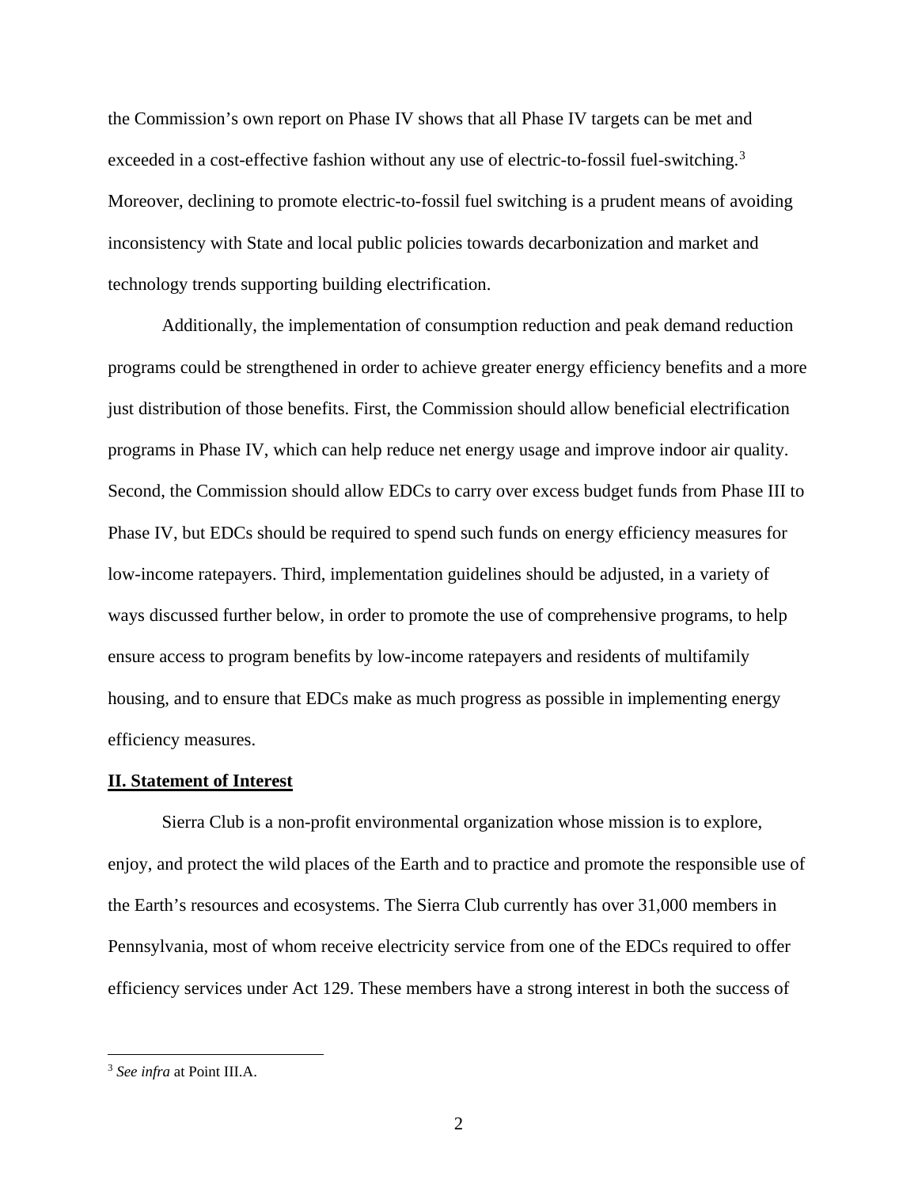the Commission's own report on Phase IV shows that all Phase IV targets can be met and exceeded in a cost-effective fashion without any use of electric-to-fossil fuel-switching.[3] Moreover, declining to promote electric-to-fossil fuel switching is a prudent means of avoiding inconsistency with State and local public policies towards decarbonization and market and technology trends supporting building electrification.

Additionally, the implementation of consumption reduction and peak demand reduction programs could be strengthened in order to achieve greater energy efficiency benefits and a more just distribution of those benefits. First, the Commission should allow beneficial electrification programs in Phase IV, which can help reduce net energy usage and improve indoor air quality. Second, the Commission should allow EDCs to carry over excess budget funds from Phase III to Phase IV, but EDCs should be required to spend such funds on energy efficiency measures for low-income ratepayers. Third, implementation guidelines should be adjusted, in a variety of ways discussed further below, in order to promote the use of comprehensive programs, to help ensure access to program benefits by low-income ratepayers and residents of multifamily housing, and to ensure that EDCs make as much progress as possible in implementing energy efficiency measures.

## **II. Statement of Interest**

Sierra Club is a non-profit environmental organization whose mission is to explore, enjoy, and protect the wild places of the Earth and to practice and promote the responsible use of the Earth's resources and ecosystems. The Sierra Club currently has over 31,000 members in Pennsylvania, most of whom receive electricity service from one of the EDCs required to offer efficiency services under Act 129. These members have a strong interest in both the success of

---

[3] *See infra* at Point III.A.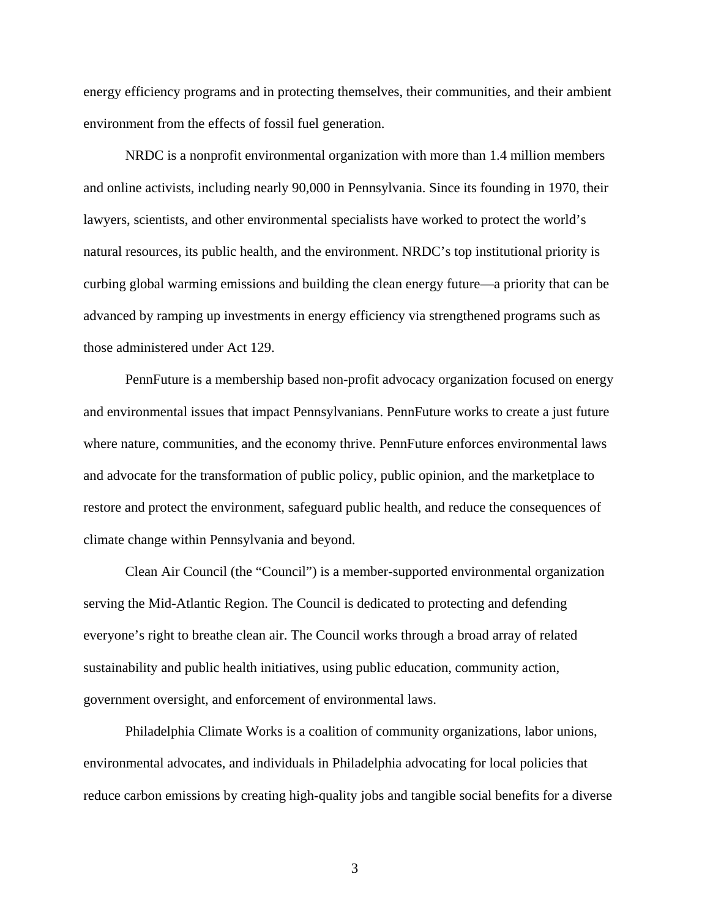energy efficiency programs and in protecting themselves, their communities, and their ambient environment from the effects of fossil fuel generation.

NRDC is a nonprofit environmental organization with more than 1.4 million members and online activists, including nearly 90,000 in Pennsylvania. Since its founding in 1970, their lawyers, scientists, and other environmental specialists have worked to protect the world's natural resources, its public health, and the environment. NRDC's top institutional priority is curbing global warming emissions and building the clean energy future—a priority that can be advanced by ramping up investments in energy efficiency via strengthened programs such as those administered under Act 129.

PennFuture is a membership based non-profit advocacy organization focused on energy and environmental issues that impact Pennsylvanians. PennFuture works to create a just future where nature, communities, and the economy thrive. PennFuture enforces environmental laws and advocate for the transformation of public policy, public opinion, and the marketplace to restore and protect the environment, safeguard public health, and reduce the consequences of climate change within Pennsylvania and beyond.

Clean Air Council (the "Council") is a member-supported environmental organization serving the Mid-Atlantic Region. The Council is dedicated to protecting and defending everyone's right to breathe clean air. The Council works through a broad array of related sustainability and public health initiatives, using public education, community action, government oversight, and enforcement of environmental laws.

Philadelphia Climate Works is a coalition of community organizations, labor unions, environmental advocates, and individuals in Philadelphia advocating for local policies that reduce carbon emissions by creating high-quality jobs and tangible social benefits for a diverse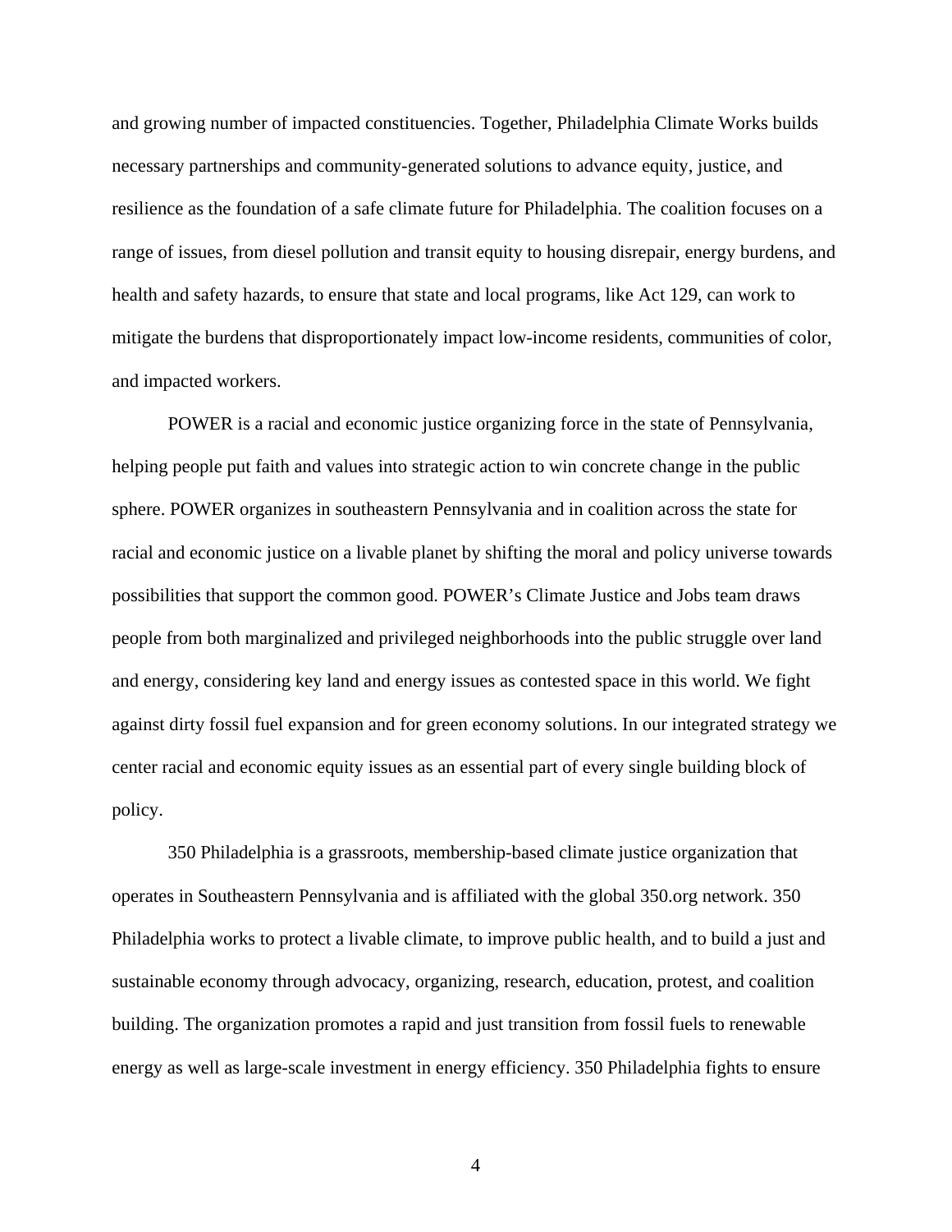and growing number of impacted constituencies. Together, Philadelphia Climate Works builds necessary partnerships and community-generated solutions to advance equity, justice, and resilience as the foundation of a safe climate future for Philadelphia. The coalition focuses on a range of issues, from diesel pollution and transit equity to housing disrepair, energy burdens, and health and safety hazards, to ensure that state and local programs, like Act 129, can work to mitigate the burdens that disproportionately impact low-income residents, communities of color, and impacted workers.

POWER is a racial and economic justice organizing force in the state of Pennsylvania, helping people put faith and values into strategic action to win concrete change in the public sphere. POWER organizes in southeastern Pennsylvania and in coalition across the state for racial and economic justice on a livable planet by shifting the moral and policy universe towards possibilities that support the common good. POWER's Climate Justice and Jobs team draws people from both marginalized and privileged neighborhoods into the public struggle over land and energy, considering key land and energy issues as contested space in this world. We fight against dirty fossil fuel expansion and for green economy solutions. In our integrated strategy we center racial and economic equity issues as an essential part of every single building block of policy.

350 Philadelphia is a grassroots, membership-based climate justice organization that operates in Southeastern Pennsylvania and is affiliated with the global 350.org network. 350 Philadelphia works to protect a livable climate, to improve public health, and to build a just and sustainable economy through advocacy, organizing, research, education, protest, and coalition building. The organization promotes a rapid and just transition from fossil fuels to renewable energy as well as large-scale investment in energy efficiency. 350 Philadelphia fights to ensure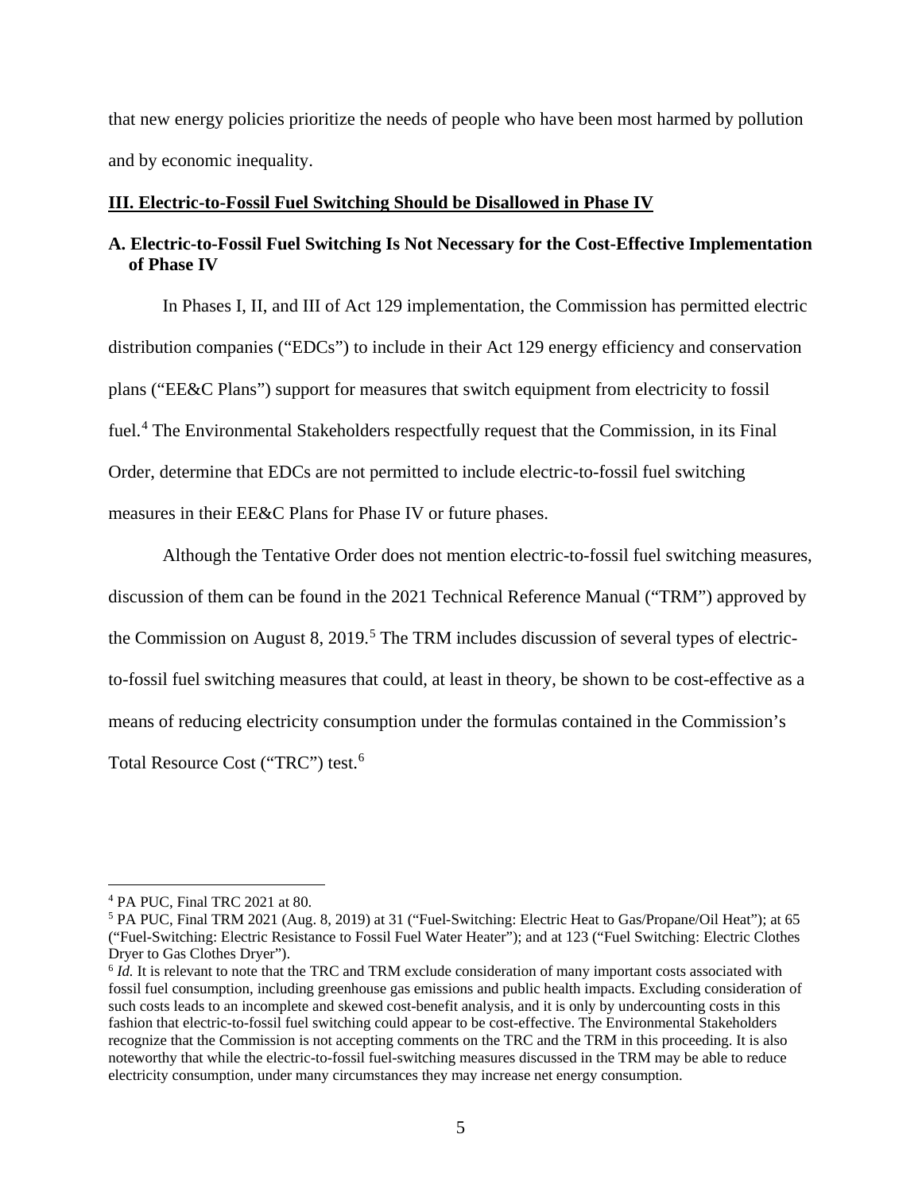that new energy policies prioritize the needs of people who have been most harmed by pollution and by economic inequality.

## III. Electric-to-Fossil Fuel Switching Should be Disallowed in Phase IV

### A. Electric-to-Fossil Fuel Switching Is Not Necessary for the Cost-Effective Implementation of Phase IV

In Phases I, II, and III of Act 129 implementation, the Commission has permitted electric distribution companies ("EDCs") to include in their Act 129 energy efficiency and conservation plans ("EE&C Plans") support for measures that switch equipment from electricity to fossil fuel.[4] The Environmental Stakeholders respectfully request that the Commission, in its Final Order, determine that EDCs are not permitted to include electric-to-fossil fuel switching measures in their EE&C Plans for Phase IV or future phases.

Although the Tentative Order does not mention electric-to-fossil fuel switching measures, discussion of them can be found in the 2021 Technical Reference Manual ("TRM") approved by the Commission on August 8, 2019.[5] The TRM includes discussion of several types of electric-to-fossil fuel switching measures that could, at least in theory, be shown to be cost-effective as a means of reducing electricity consumption under the formulas contained in the Commission's Total Resource Cost ("TRC") test.[6]

---

[4] PA PUC, Final TRC 2021 at 80.

[5] PA PUC, Final TRM 2021 (Aug. 8, 2019) at 31 ("Fuel-Switching: Electric Heat to Gas/Propane/Oil Heat"); at 65 ("Fuel-Switching: Electric Resistance to Fossil Fuel Water Heater"); and at 123 ("Fuel Switching: Electric Clothes Dryer to Gas Clothes Dryer").

[6] *Id.* It is relevant to note that the TRC and TRM exclude consideration of many important costs associated with fossil fuel consumption, including greenhouse gas emissions and public health impacts. Excluding consideration of such costs leads to an incomplete and skewed cost-benefit analysis, and it is only by undercounting costs in this fashion that electric-to-fossil fuel switching could appear to be cost-effective. The Environmental Stakeholders recognize that the Commission is not accepting comments on the TRC and the TRM in this proceeding. It is also noteworthy that while the electric-to-fossil fuel-switching measures discussed in the TRM may be able to reduce electricity consumption, under many circumstances they may increase net energy consumption.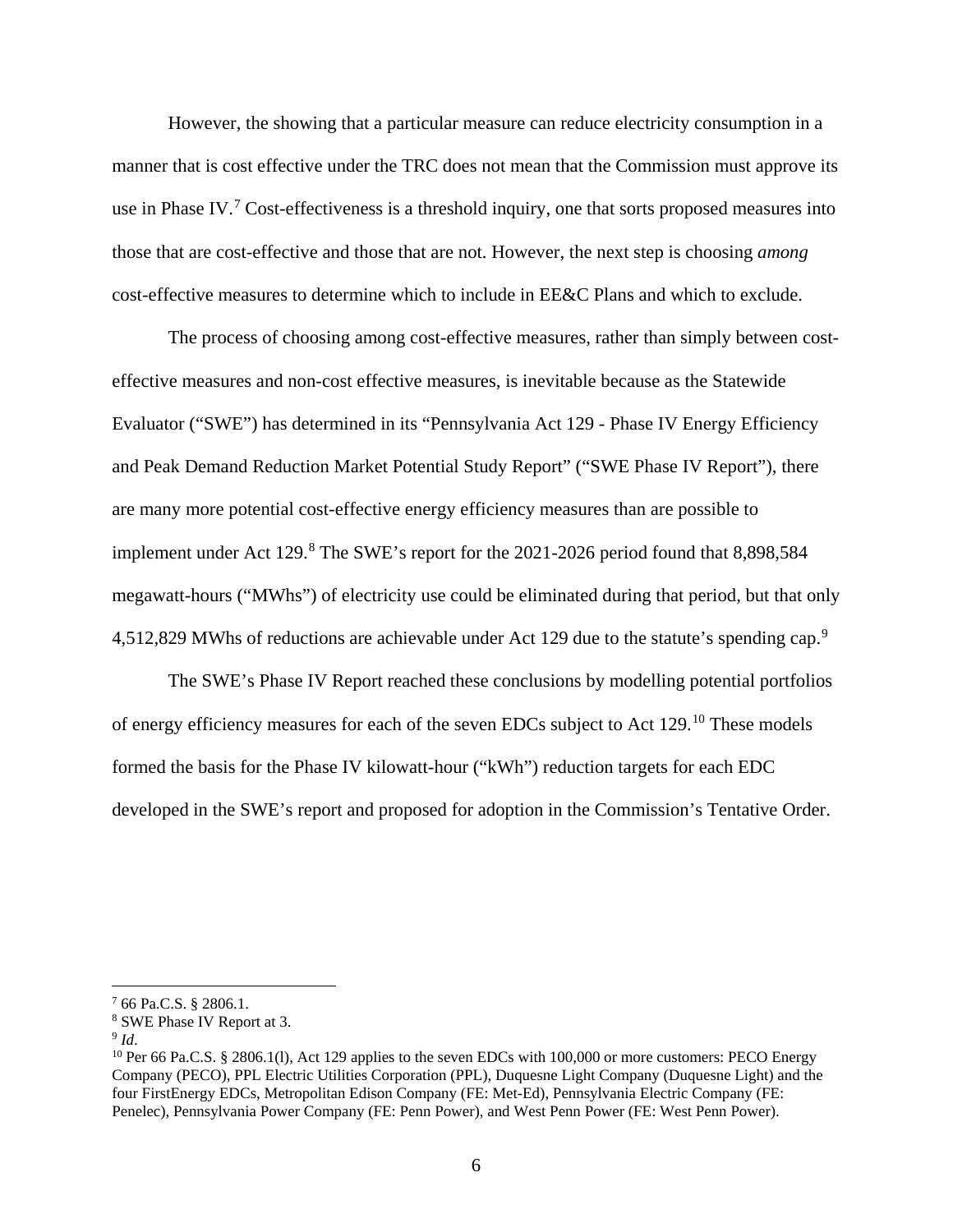However, the showing that a particular measure can reduce electricity consumption in a manner that is cost effective under the TRC does not mean that the Commission must approve its use in Phase IV.[7] Cost-effectiveness is a threshold inquiry, one that sorts proposed measures into those that are cost-effective and those that are not. However, the next step is choosing *among* cost-effective measures to determine which to include in EE&C Plans and which to exclude.

The process of choosing among cost-effective measures, rather than simply between cost-effective measures and non-cost effective measures, is inevitable because as the Statewide Evaluator ("SWE") has determined in its "Pennsylvania Act 129 - Phase IV Energy Efficiency and Peak Demand Reduction Market Potential Study Report" ("SWE Phase IV Report"), there are many more potential cost-effective energy efficiency measures than are possible to implement under Act 129.[8] The SWE's report for the 2021-2026 period found that 8,898,584 megawatt-hours ("MWhs") of electricity use could be eliminated during that period, but that only 4,512,829 MWhs of reductions are achievable under Act 129 due to the statute's spending cap.[9]

The SWE's Phase IV Report reached these conclusions by modelling potential portfolios of energy efficiency measures for each of the seven EDCs subject to Act 129.[10] These models formed the basis for the Phase IV kilowatt-hour ("kWh") reduction targets for each EDC developed in the SWE's report and proposed for adoption in the Commission's Tentative Order.

---

[7] 66 Pa.C.S. § 2806.1.

[8] SWE Phase IV Report at 3.

[9] *Id*.

[10] Per 66 Pa.C.S. § 2806.1(l), Act 129 applies to the seven EDCs with 100,000 or more customers: PECO Energy Company (PECO), PPL Electric Utilities Corporation (PPL), Duquesne Light Company (Duquesne Light) and the four FirstEnergy EDCs, Metropolitan Edison Company (FE: Met-Ed), Pennsylvania Electric Company (FE: Penelec), Pennsylvania Power Company (FE: Penn Power), and West Penn Power (FE: West Penn Power).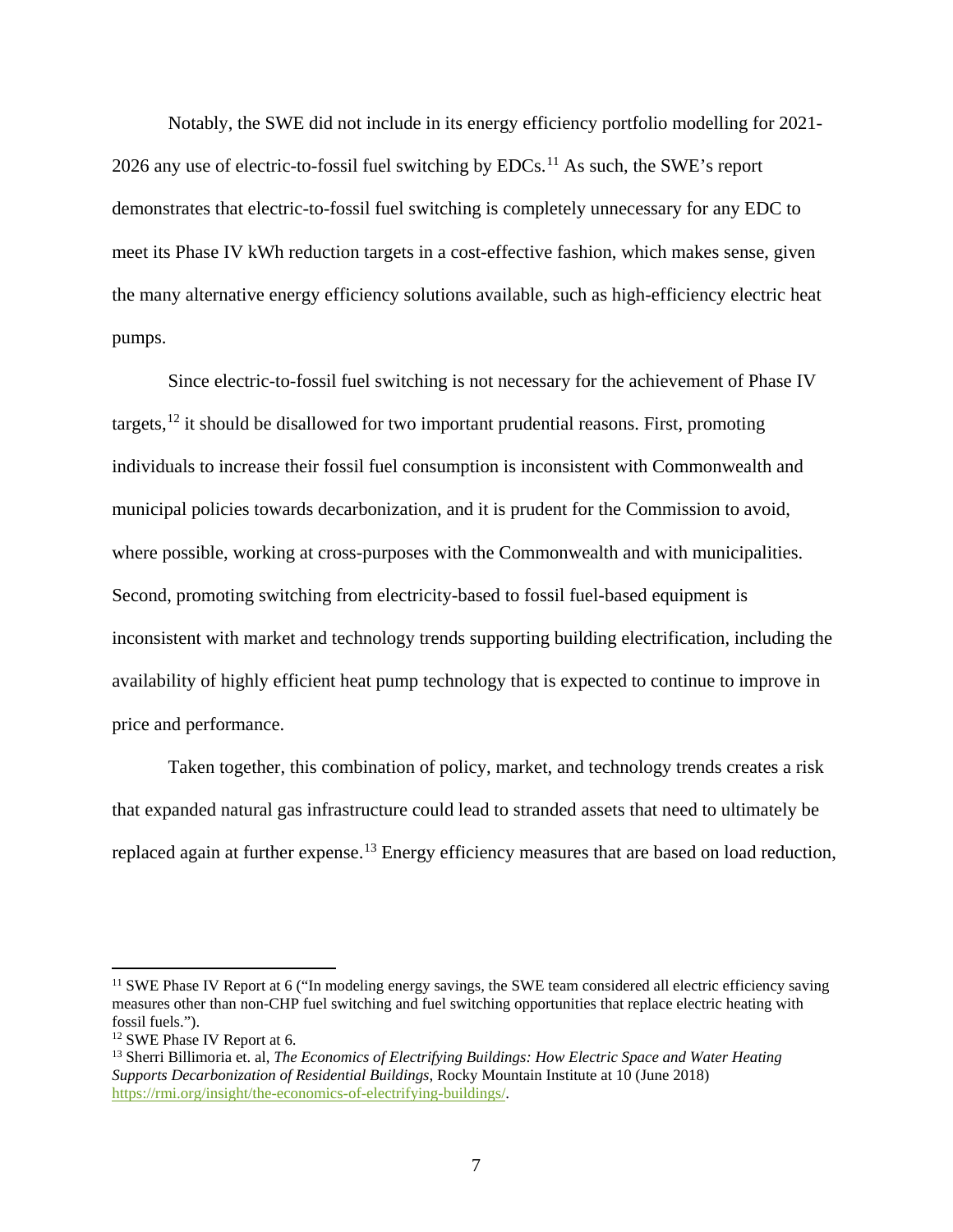Notably, the SWE did not include in its energy efficiency portfolio modelling for 2021-2026 any use of electric-to-fossil fuel switching by EDCs.[11] As such, the SWE's report demonstrates that electric-to-fossil fuel switching is completely unnecessary for any EDC to meet its Phase IV kWh reduction targets in a cost-effective fashion, which makes sense, given the many alternative energy efficiency solutions available, such as high-efficiency electric heat pumps.

Since electric-to-fossil fuel switching is not necessary for the achievement of Phase IV targets,[12] it should be disallowed for two important prudential reasons. First, promoting individuals to increase their fossil fuel consumption is inconsistent with Commonwealth and municipal policies towards decarbonization, and it is prudent for the Commission to avoid, where possible, working at cross-purposes with the Commonwealth and with municipalities. Second, promoting switching from electricity-based to fossil fuel-based equipment is inconsistent with market and technology trends supporting building electrification, including the availability of highly efficient heat pump technology that is expected to continue to improve in price and performance.

Taken together, this combination of policy, market, and technology trends creates a risk that expanded natural gas infrastructure could lead to stranded assets that need to ultimately be replaced again at further expense.[13] Energy efficiency measures that are based on load reduction,

---

[11] SWE Phase IV Report at 6 ("In modeling energy savings, the SWE team considered all electric efficiency saving measures other than non-CHP fuel switching and fuel switching opportunities that replace electric heating with fossil fuels.").

[12] SWE Phase IV Report at 6.

[13] Sherri Billimoria et. al, *The Economics of Electrifying Buildings: How Electric Space and Water Heating Supports Decarbonization of Residential Buildings*, Rocky Mountain Institute at 10 (June 2018) https://rmi.org/insight/the-economics-of-electrifying-buildings/.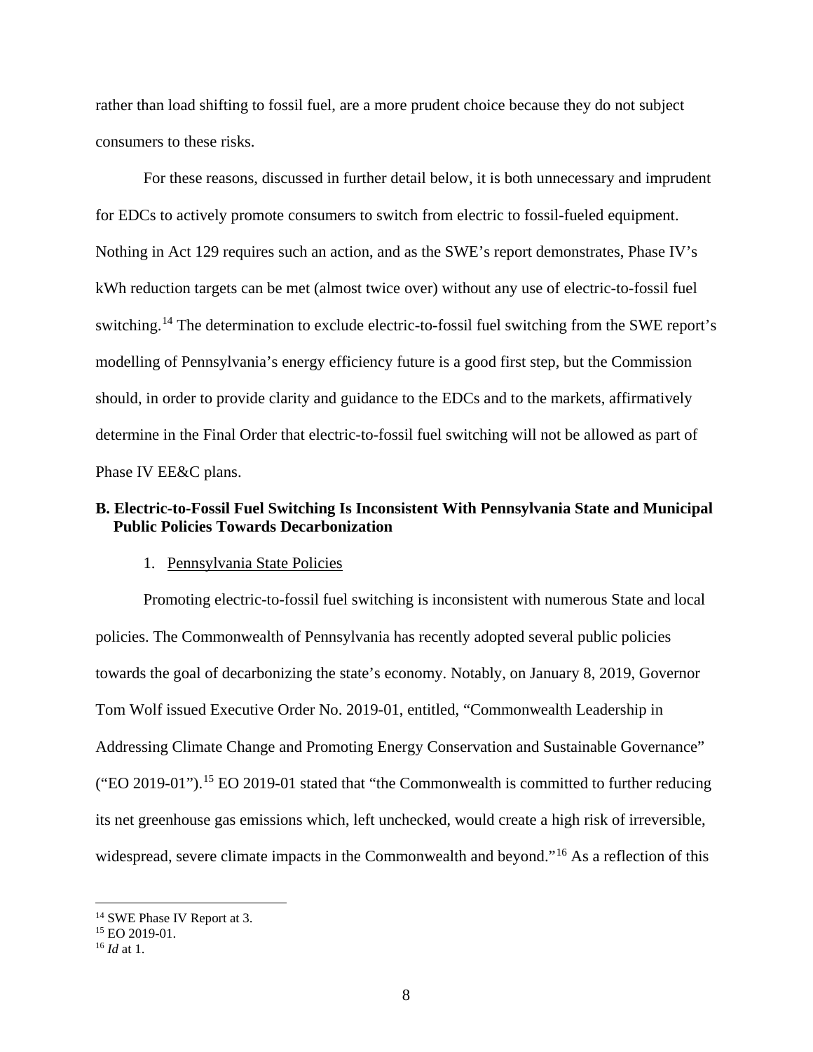rather than load shifting to fossil fuel, are a more prudent choice because they do not subject consumers to these risks.

For these reasons, discussed in further detail below, it is both unnecessary and imprudent for EDCs to actively promote consumers to switch from electric to fossil-fueled equipment. Nothing in Act 129 requires such an action, and as the SWE's report demonstrates, Phase IV's kWh reduction targets can be met (almost twice over) without any use of electric-to-fossil fuel switching.[14] The determination to exclude electric-to-fossil fuel switching from the SWE report's modelling of Pennsylvania's energy efficiency future is a good first step, but the Commission should, in order to provide clarity and guidance to the EDCs and to the markets, affirmatively determine in the Final Order that electric-to-fossil fuel switching will not be allowed as part of Phase IV EE&C plans.

### B. Electric-to-Fossil Fuel Switching Is Inconsistent With Pennsylvania State and Municipal Public Policies Towards Decarbonization

1. Pennsylvania State Policies

Promoting electric-to-fossil fuel switching is inconsistent with numerous State and local policies. The Commonwealth of Pennsylvania has recently adopted several public policies towards the goal of decarbonizing the state's economy. Notably, on January 8, 2019, Governor Tom Wolf issued Executive Order No. 2019-01, entitled, "Commonwealth Leadership in Addressing Climate Change and Promoting Energy Conservation and Sustainable Governance" ("EO 2019-01").[15] EO 2019-01 stated that "the Commonwealth is committed to further reducing its net greenhouse gas emissions which, left unchecked, would create a high risk of irreversible, widespread, severe climate impacts in the Commonwealth and beyond."[16] As a reflection of this

[14] SWE Phase IV Report at 3.

[15] EO 2019-01.

[16] *Id* at 1.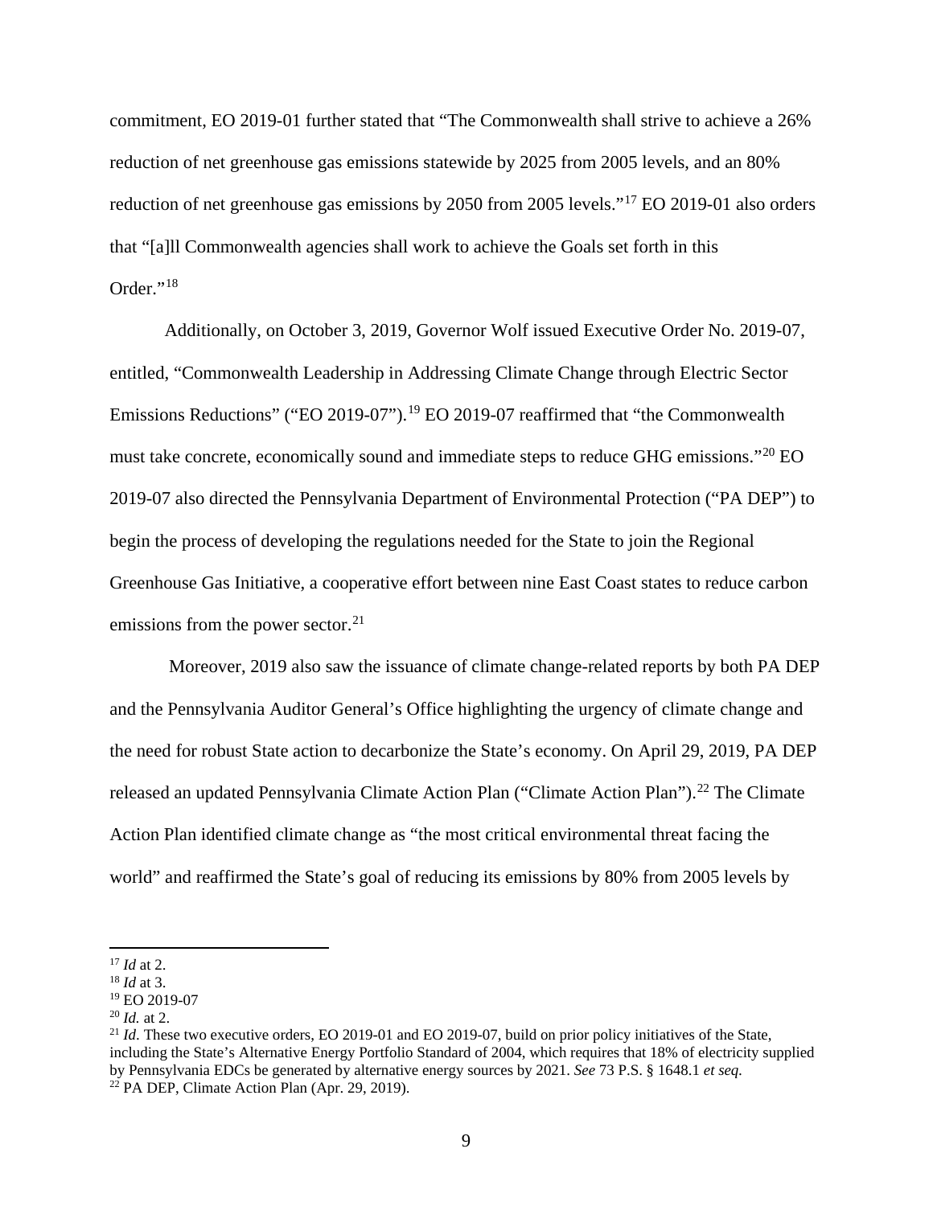commitment, EO 2019-01 further stated that "The Commonwealth shall strive to achieve a 26% reduction of net greenhouse gas emissions statewide by 2025 from 2005 levels, and an 80% reduction of net greenhouse gas emissions by 2050 from 2005 levels."[17] EO 2019-01 also orders that "[a]ll Commonwealth agencies shall work to achieve the Goals set forth in this Order."[18]

Additionally, on October 3, 2019, Governor Wolf issued Executive Order No. 2019-07, entitled, "Commonwealth Leadership in Addressing Climate Change through Electric Sector Emissions Reductions" ("EO 2019-07").[19] EO 2019-07 reaffirmed that "the Commonwealth must take concrete, economically sound and immediate steps to reduce GHG emissions."[20] EO 2019-07 also directed the Pennsylvania Department of Environmental Protection ("PA DEP") to begin the process of developing the regulations needed for the State to join the Regional Greenhouse Gas Initiative, a cooperative effort between nine East Coast states to reduce carbon emissions from the power sector.[21]

Moreover, 2019 also saw the issuance of climate change-related reports by both PA DEP and the Pennsylvania Auditor General's Office highlighting the urgency of climate change and the need for robust State action to decarbonize the State's economy. On April 29, 2019, PA DEP released an updated Pennsylvania Climate Action Plan ("Climate Action Plan").[22] The Climate Action Plan identified climate change as "the most critical environmental threat facing the world" and reaffirmed the State's goal of reducing its emissions by 80% from 2005 levels by

---

[17] *Id* at 2.

[18] *Id* at 3.

[19] EO 2019-07

[20] *Id.* at 2.

[21] *Id*. These two executive orders, EO 2019-01 and EO 2019-07, build on prior policy initiatives of the State, including the State's Alternative Energy Portfolio Standard of 2004, which requires that 18% of electricity supplied by Pennsylvania EDCs be generated by alternative energy sources by 2021. *See* 73 P.S. § 1648.1 *et seq.*

[22] PA DEP, Climate Action Plan (Apr. 29, 2019).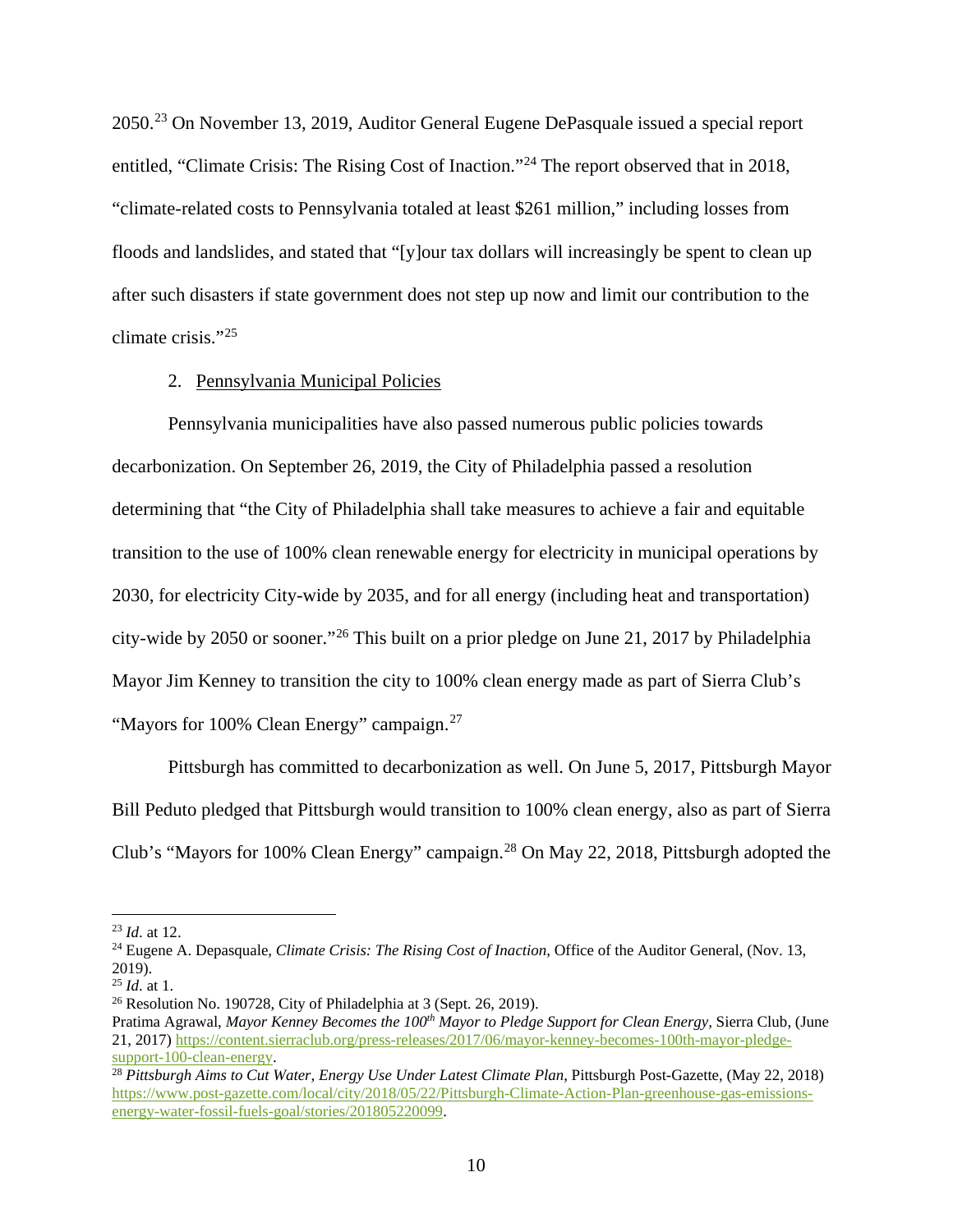2050.[23] On November 13, 2019, Auditor General Eugene DePasquale issued a special report entitled, "Climate Crisis: The Rising Cost of Inaction."[24] The report observed that in 2018, "climate-related costs to Pennsylvania totaled at least $261 million," including losses from floods and landslides, and stated that "[y]our tax dollars will increasingly be spent to clean up after such disasters if state government does not step up now and limit our contribution to the climate crisis."[25]

2. <u>Pennsylvania Municipal Policies</u>

Pennsylvania municipalities have also passed numerous public policies towards decarbonization. On September 26, 2019, the City of Philadelphia passed a resolution determining that "the City of Philadelphia shall take measures to achieve a fair and equitable transition to the use of 100% clean renewable energy for electricity in municipal operations by 2030, for electricity City-wide by 2035, and for all energy (including heat and transportation) city-wide by 2050 or sooner."[26] This built on a prior pledge on June 21, 2017 by Philadelphia Mayor Jim Kenney to transition the city to 100% clean energy made as part of Sierra Club's "Mayors for 100% Clean Energy" campaign.[27]

Pittsburgh has committed to decarbonization as well. On June 5, 2017, Pittsburgh Mayor Bill Peduto pledged that Pittsburgh would transition to 100% clean energy, also as part of Sierra Club's "Mayors for 100% Clean Energy" campaign.[28] On May 22, 2018, Pittsburgh adopted the

---

[23] *Id*. at 12.

[24] Eugene A. Depasquale, *Climate Crisis: The Rising Cost of Inaction*, Office of the Auditor General, (Nov. 13, 2019).

[25] *Id*. at 1.

[26] Resolution No. 190728, City of Philadelphia at 3 (Sept. 26, 2019).

Pratima Agrawal, *Mayor Kenney Becomes the 100th Mayor to Pledge Support for Clean Energy*, Sierra Club, (June 21, 2017) https://content.sierraclub.org/press-releases/2017/06/mayor-kenney-becomes-100th-mayor-pledge-support-100-clean-energy.

[28] *Pittsburgh Aims to Cut Water, Energy Use Under Latest Climate Plan*, Pittsburgh Post-Gazette, (May 22, 2018) https://www.post-gazette.com/local/city/2018/05/22/Pittsburgh-Climate-Action-Plan-greenhouse-gas-emissions-energy-water-fossil-fuels-goal/stories/201805220099.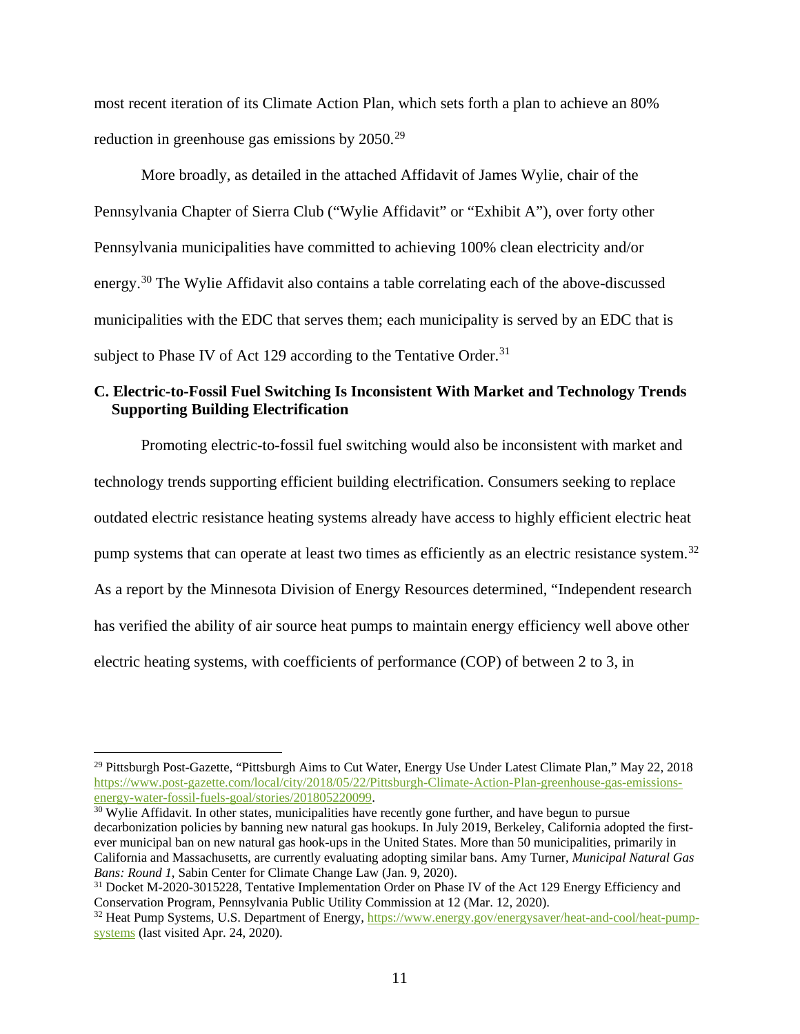most recent iteration of its Climate Action Plan, which sets forth a plan to achieve an 80% reduction in greenhouse gas emissions by 2050.[29]

More broadly, as detailed in the attached Affidavit of James Wylie, chair of the Pennsylvania Chapter of Sierra Club ("Wylie Affidavit" or "Exhibit A"), over forty other Pennsylvania municipalities have committed to achieving 100% clean electricity and/or energy.[30] The Wylie Affidavit also contains a table correlating each of the above-discussed municipalities with the EDC that serves them; each municipality is served by an EDC that is subject to Phase IV of Act 129 according to the Tentative Order.[31]

### C. Electric-to-Fossil Fuel Switching Is Inconsistent With Market and Technology Trends Supporting Building Electrification

Promoting electric-to-fossil fuel switching would also be inconsistent with market and technology trends supporting efficient building electrification. Consumers seeking to replace outdated electric resistance heating systems already have access to highly efficient electric heat pump systems that can operate at least two times as efficiently as an electric resistance system.[32] As a report by the Minnesota Division of Energy Resources determined, "Independent research has verified the ability of air source heat pumps to maintain energy efficiency well above other electric heating systems, with coefficients of performance (COP) of between 2 to 3, in

---

[29] Pittsburgh Post-Gazette, "Pittsburgh Aims to Cut Water, Energy Use Under Latest Climate Plan," May 22, 2018 https://www.post-gazette.com/local/city/2018/05/22/Pittsburgh-Climate-Action-Plan-greenhouse-gas-emissions-energy-water-fossil-fuels-goal/stories/201805220099.

[30] Wylie Affidavit. In other states, municipalities have recently gone further, and have begun to pursue decarbonization policies by banning new natural gas hookups. In July 2019, Berkeley, California adopted the first-ever municipal ban on new natural gas hook-ups in the United States. More than 50 municipalities, primarily in California and Massachusetts, are currently evaluating adopting similar bans. Amy Turner, *Municipal Natural Gas Bans: Round 1*, Sabin Center for Climate Change Law (Jan. 9, 2020).

[31] Docket M-2020-3015228, Tentative Implementation Order on Phase IV of the Act 129 Energy Efficiency and Conservation Program, Pennsylvania Public Utility Commission at 12 (Mar. 12, 2020).

[32] Heat Pump Systems, U.S. Department of Energy, https://www.energy.gov/energysaver/heat-and-cool/heat-pump-systems (last visited Apr. 24, 2020).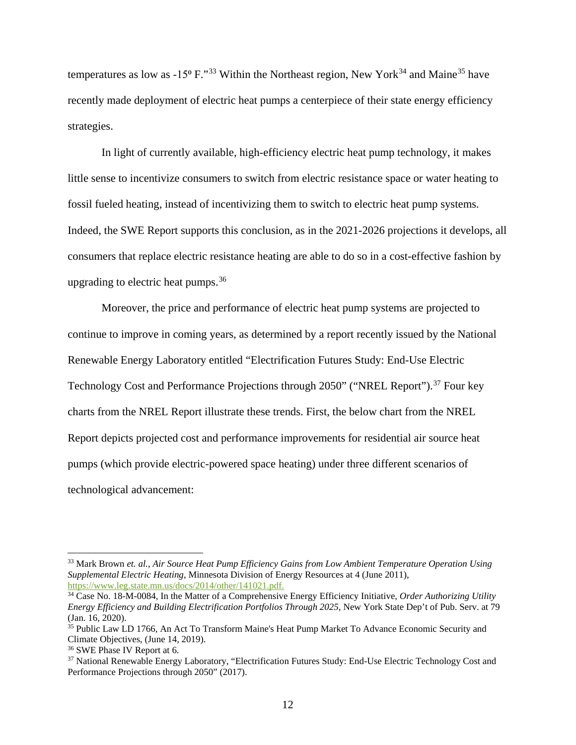temperatures as low as -15º F."[33] Within the Northeast region, New York[34] and Maine[35] have recently made deployment of electric heat pumps a centerpiece of their state energy efficiency strategies.

In light of currently available, high-efficiency electric heat pump technology, it makes little sense to incentivize consumers to switch from electric resistance space or water heating to fossil fueled heating, instead of incentivizing them to switch to electric heat pump systems. Indeed, the SWE Report supports this conclusion, as in the 2021-2026 projections it develops, all consumers that replace electric resistance heating are able to do so in a cost-effective fashion by upgrading to electric heat pumps.[36]

Moreover, the price and performance of electric heat pump systems are projected to continue to improve in coming years, as determined by a report recently issued by the National Renewable Energy Laboratory entitled "Electrification Futures Study: End-Use Electric Technology Cost and Performance Projections through 2050" ("NREL Report").[37] Four key charts from the NREL Report illustrate these trends. First, the below chart from the NREL Report depicts projected cost and performance improvements for residential air source heat pumps (which provide electric-powered space heating) under three different scenarios of technological advancement:

---

[33] Mark Brown *et. al.*, *Air Source Heat Pump Efficiency Gains from Low Ambient Temperature Operation Using Supplemental Electric Heating*, Minnesota Division of Energy Resources at 4 (June 2011), https://www.leg.state.mn.us/docs/2014/other/141021.pdf.

[34] Case No. 18-M-0084, In the Matter of a Comprehensive Energy Efficiency Initiative, *Order Authorizing Utility Energy Efficiency and Building Electrification Portfolios Through 2025*, New York State Dep't of Pub. Serv. at 79 (Jan. 16, 2020).

[35] Public Law LD 1766, An Act To Transform Maine's Heat Pump Market To Advance Economic Security and Climate Objectives, (June 14, 2019).

[36] SWE Phase IV Report at 6.

[37] National Renewable Energy Laboratory, "Electrification Futures Study: End-Use Electric Technology Cost and Performance Projections through 2050" (2017).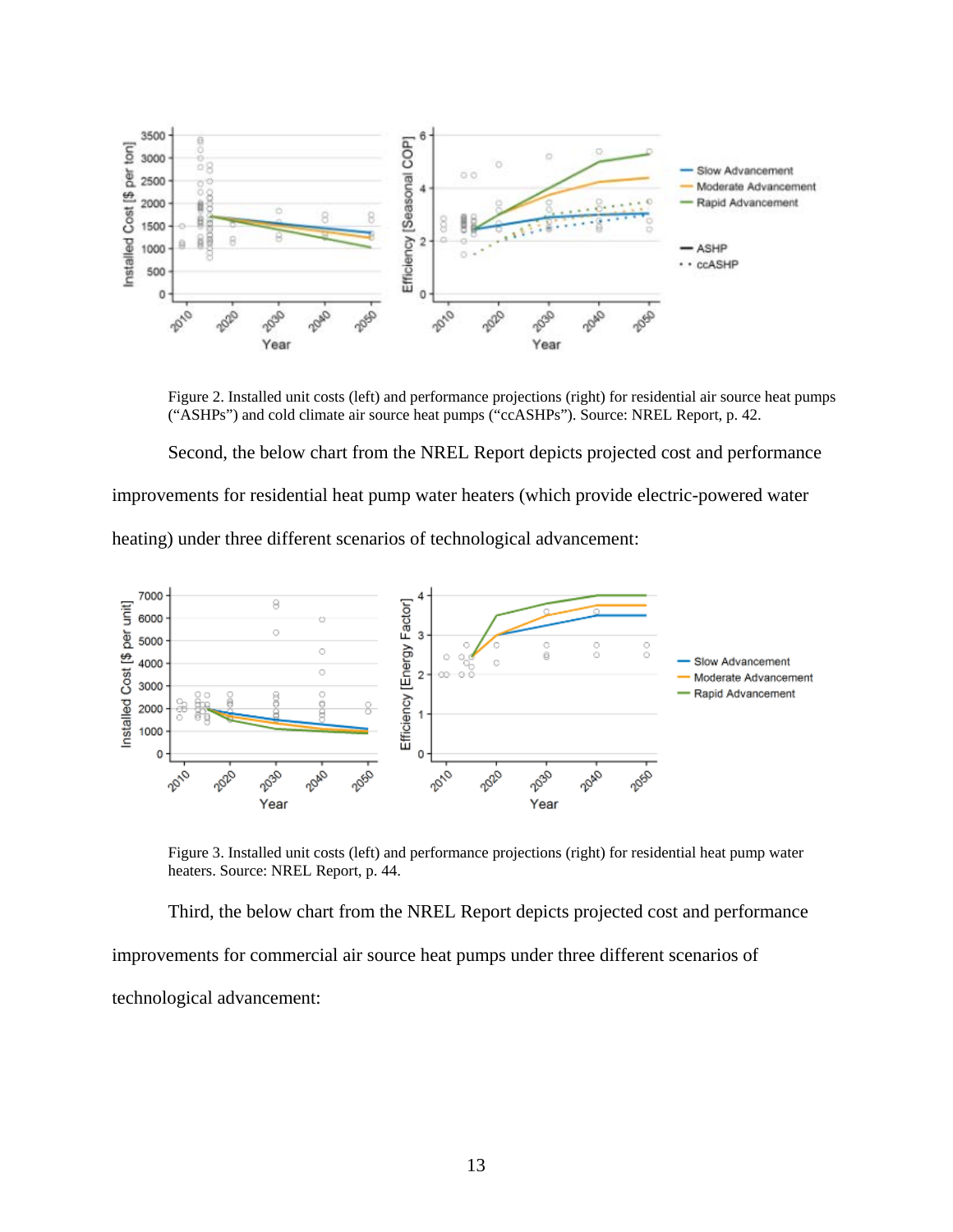Figure 2. Installed unit costs (left) and performance projections (right) for residential air source heat pumps ("ASHPs") and cold climate air source heat pumps ("ccASHPs"). Source: NREL Report, p. 42.

Second, the below chart from the NREL Report depicts projected cost and performance improvements for residential heat pump water heaters (which provide electric-powered water heating) under three different scenarios of technological advancement:

Figure 3. Installed unit costs (left) and performance projections (right) for residential heat pump water heaters. Source: NREL Report, p. 44.

Third, the below chart from the NREL Report depicts projected cost and performance improvements for commercial air source heat pumps under three different scenarios of technological advancement: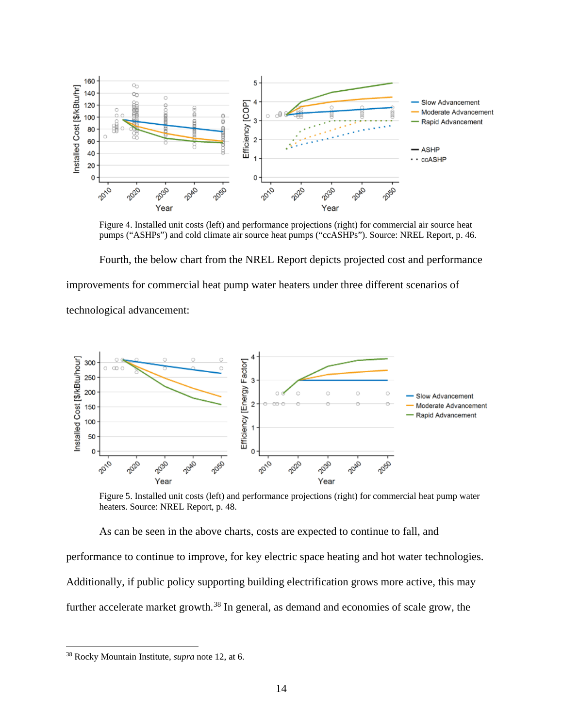Figure 4. Installed unit costs (left) and performance projections (right) for commercial air source heat pumps (“ASHPs”) and cold climate air source heat pumps (“ccASHPs”). Source: NREL Report, p. 46.

Fourth, the below chart from the NREL Report depicts projected cost and performance improvements for commercial heat pump water heaters under three different scenarios of technological advancement:

Figure 5. Installed unit costs (left) and performance projections (right) for commercial heat pump water heaters. Source: NREL Report, p. 48.

As can be seen in the above charts, costs are expected to continue to fall, and performance to continue to improve, for key electric space heating and hot water technologies. Additionally, if public policy supporting building electrification grows more active, this may further accelerate market growth.[38] In general, as demand and economies of scale grow, the

[38] Rocky Mountain Institute, *supra* note 12, at 6.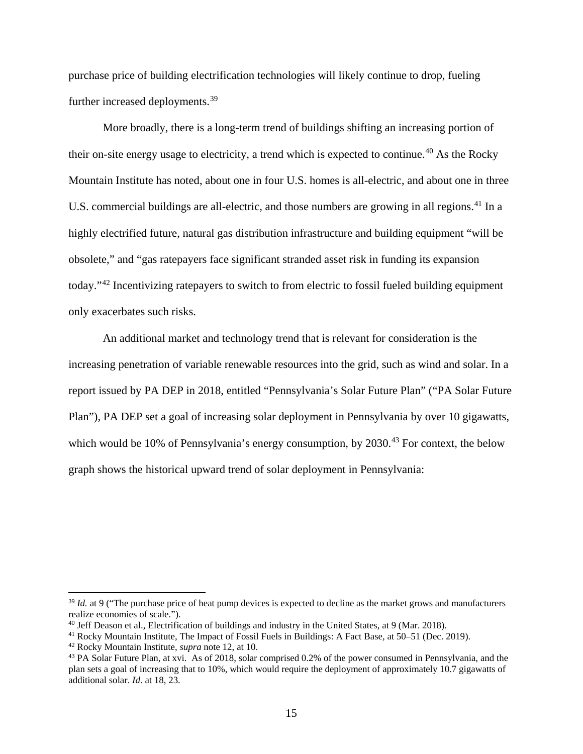purchase price of building electrification technologies will likely continue to drop, fueling further increased deployments.[39]

More broadly, there is a long-term trend of buildings shifting an increasing portion of their on-site energy usage to electricity, a trend which is expected to continue.[40] As the Rocky Mountain Institute has noted, about one in four U.S. homes is all-electric, and about one in three U.S. commercial buildings are all-electric, and those numbers are growing in all regions.[41] In a highly electrified future, natural gas distribution infrastructure and building equipment "will be obsolete," and "gas ratepayers face significant stranded asset risk in funding its expansion today."[42] Incentivizing ratepayers to switch to from electric to fossil fueled building equipment only exacerbates such risks.

An additional market and technology trend that is relevant for consideration is the increasing penetration of variable renewable resources into the grid, such as wind and solar. In a report issued by PA DEP in 2018, entitled "Pennsylvania's Solar Future Plan" ("PA Solar Future Plan"), PA DEP set a goal of increasing solar deployment in Pennsylvania by over 10 gigawatts, which would be 10% of Pennsylvania's energy consumption, by 2030.[43] For context, the below graph shows the historical upward trend of solar deployment in Pennsylvania:

---

[39] *Id.* at 9 ("The purchase price of heat pump devices is expected to decline as the market grows and manufacturers realize economies of scale.").

[40] Jeff Deason et al., Electrification of buildings and industry in the United States, at 9 (Mar. 2018).

[41] Rocky Mountain Institute, The Impact of Fossil Fuels in Buildings: A Fact Base, at 50–51 (Dec. 2019).

[42] Rocky Mountain Institute, *supra* note 12, at 10.

[43] PA Solar Future Plan, at xvi. As of 2018, solar comprised 0.2% of the power consumed in Pennsylvania, and the plan sets a goal of increasing that to 10%, which would require the deployment of approximately 10.7 gigawatts of additional solar. *Id.* at 18, 23.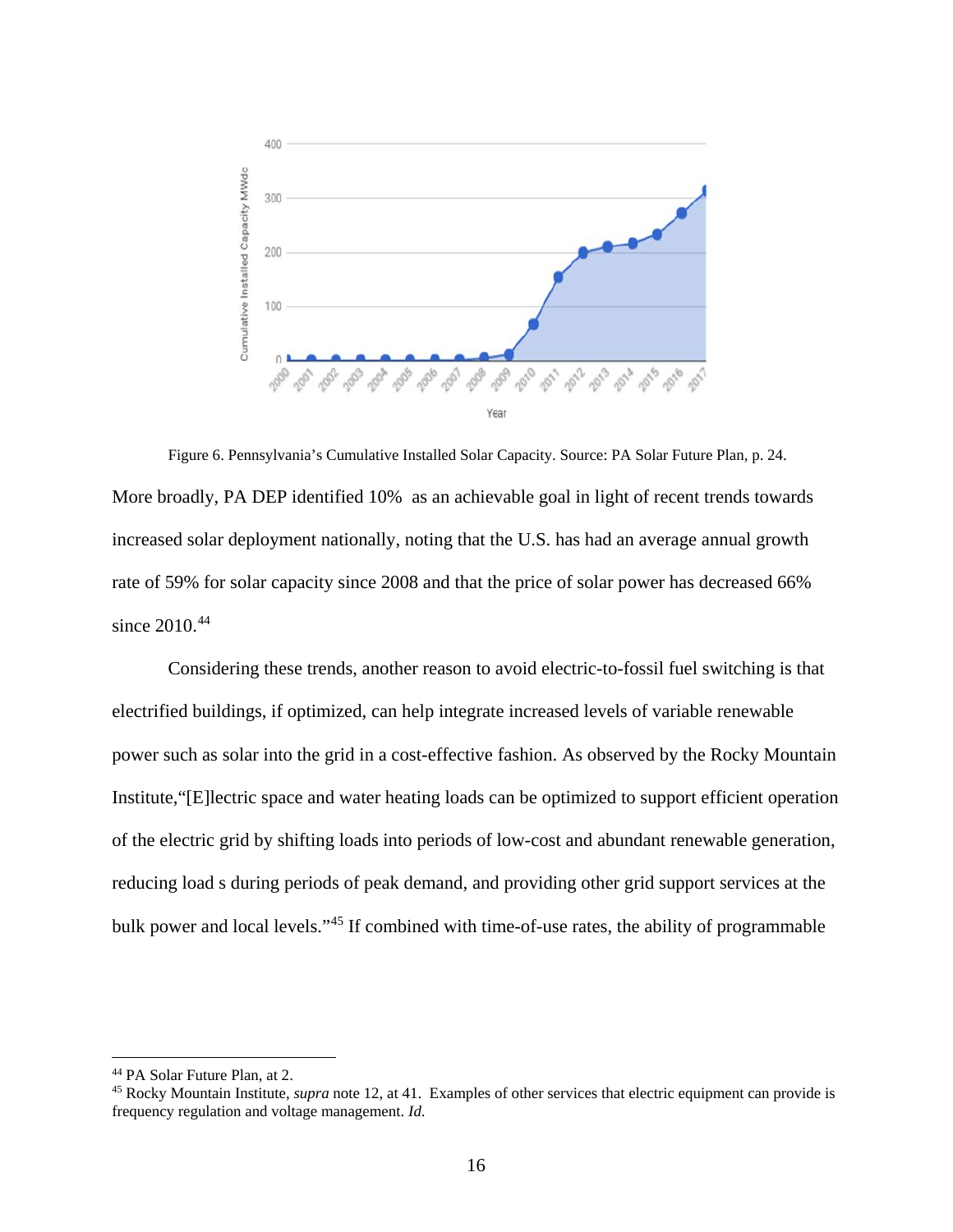Figure 6. Pennsylvania's Cumulative Installed Solar Capacity. Source: PA Solar Future Plan, p. 24.

More broadly, PA DEP identified 10% as an achievable goal in light of recent trends towards increased solar deployment nationally, noting that the U.S. has had an average annual growth rate of 59% for solar capacity since 2008 and that the price of solar power has decreased 66% since 2010.[44]

Considering these trends, another reason to avoid electric-to-fossil fuel switching is that electrified buildings, if optimized, can help integrate increased levels of variable renewable power such as solar into the grid in a cost-effective fashion. As observed by the Rocky Mountain Institute,"[E]lectric space and water heating loads can be optimized to support efficient operation of the electric grid by shifting loads into periods of low-cost and abundant renewable generation, reducing load s during periods of peak demand, and providing other grid support services at the bulk power and local levels."[45] If combined with time-of-use rates, the ability of programmable

[44] PA Solar Future Plan, at 2.

[45] Rocky Mountain Institute, *supra* note 12, at 41. Examples of other services that electric equipment can provide is frequency regulation and voltage management. *Id.*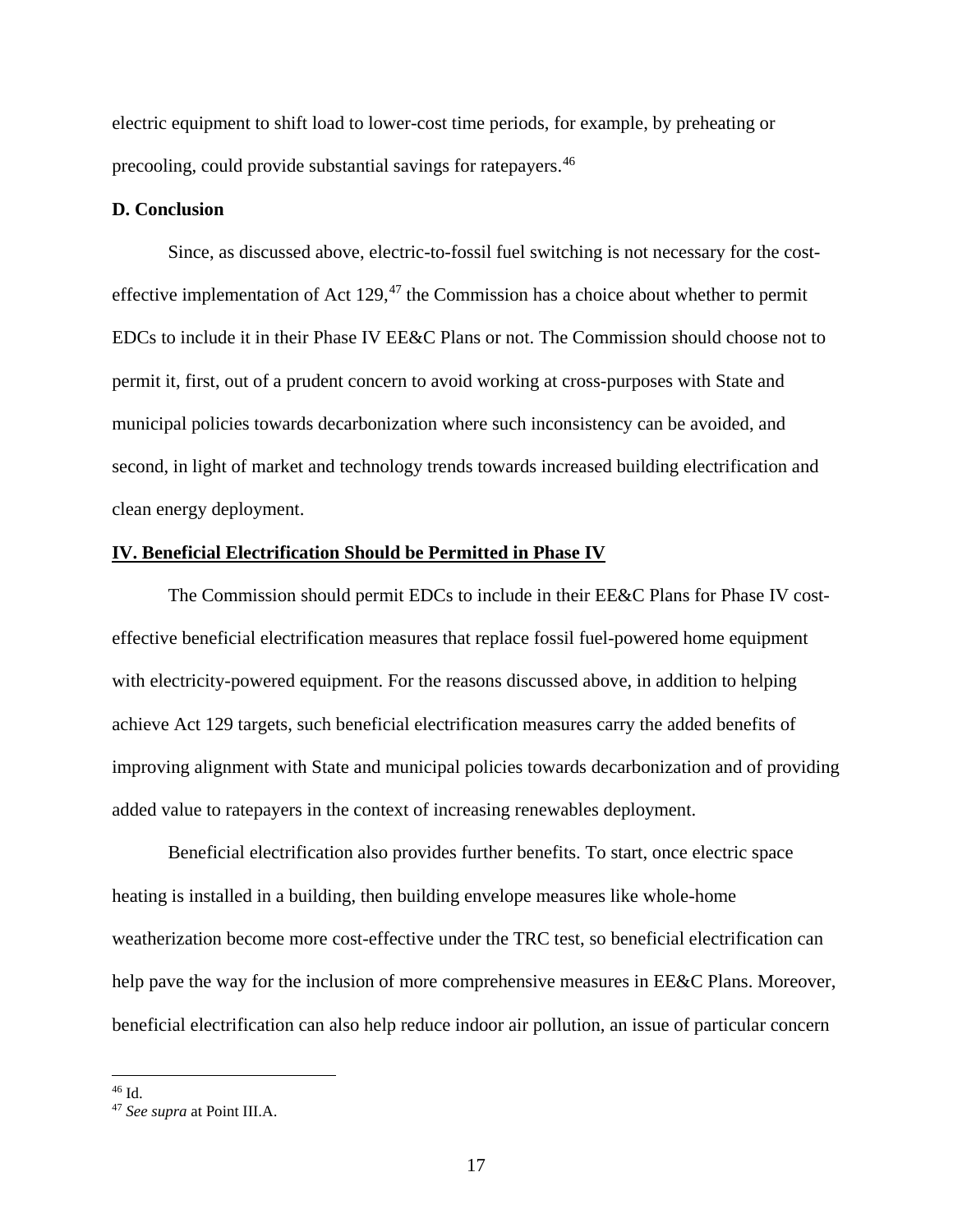electric equipment to shift load to lower-cost time periods, for example, by preheating or precooling, could provide substantial savings for ratepayers.[46]

**D. Conclusion**

Since, as discussed above, electric-to-fossil fuel switching is not necessary for the cost-effective implementation of Act 129,[47] the Commission has a choice about whether to permit EDCs to include it in their Phase IV EE&C Plans or not. The Commission should choose not to permit it, first, out of a prudent concern to avoid working at cross-purposes with State and municipal policies towards decarbonization where such inconsistency can be avoided, and second, in light of market and technology trends towards increased building electrification and clean energy deployment.

## IV. Beneficial Electrification Should be Permitted in Phase IV

The Commission should permit EDCs to include in their EE&C Plans for Phase IV cost-effective beneficial electrification measures that replace fossil fuel-powered home equipment with electricity-powered equipment. For the reasons discussed above, in addition to helping achieve Act 129 targets, such beneficial electrification measures carry the added benefits of improving alignment with State and municipal policies towards decarbonization and of providing added value to ratepayers in the context of increasing renewables deployment.

Beneficial electrification also provides further benefits. To start, once electric space heating is installed in a building, then building envelope measures like whole-home weatherization become more cost-effective under the TRC test, so beneficial electrification can help pave the way for the inclusion of more comprehensive measures in EE&C Plans. Moreover, beneficial electrification can also help reduce indoor air pollution, an issue of particular concern

---

[46] Id.

[47] *See supra* at Point III.A.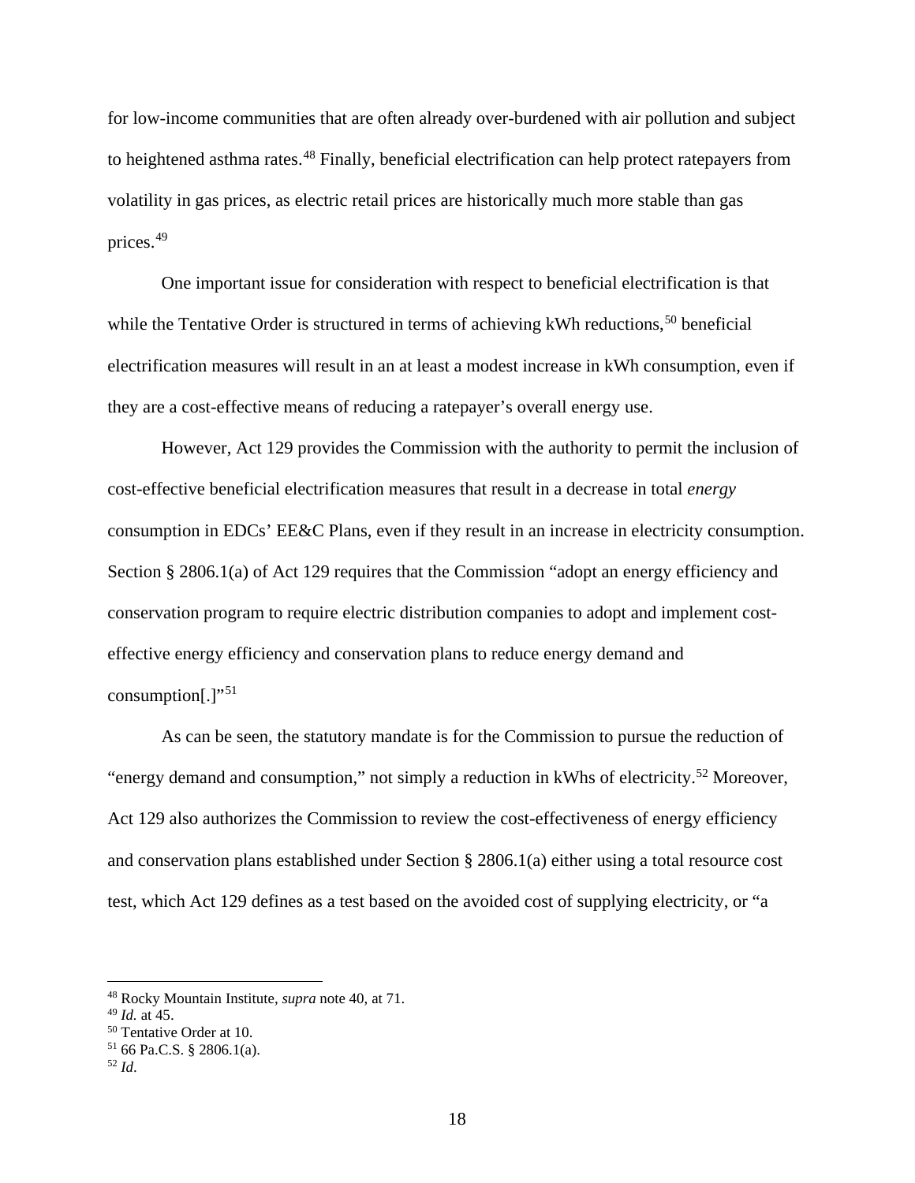for low-income communities that are often already over-burdened with air pollution and subject to heightened asthma rates.[48] Finally, beneficial electrification can help protect ratepayers from volatility in gas prices, as electric retail prices are historically much more stable than gas prices.[49]

One important issue for consideration with respect to beneficial electrification is that while the Tentative Order is structured in terms of achieving kWh reductions,[50] beneficial electrification measures will result in an at least a modest increase in kWh consumption, even if they are a cost-effective means of reducing a ratepayer's overall energy use.

However, Act 129 provides the Commission with the authority to permit the inclusion of cost-effective beneficial electrification measures that result in a decrease in total *energy* consumption in EDCs' EE&C Plans, even if they result in an increase in electricity consumption. Section § 2806.1(a) of Act 129 requires that the Commission "adopt an energy efficiency and conservation program to require electric distribution companies to adopt and implement cost-effective energy efficiency and conservation plans to reduce energy demand and consumption[.]"[51]

As can be seen, the statutory mandate is for the Commission to pursue the reduction of "energy demand and consumption," not simply a reduction in kWhs of electricity.[52] Moreover, Act 129 also authorizes the Commission to review the cost-effectiveness of energy efficiency and conservation plans established under Section § 2806.1(a) either using a total resource cost test, which Act 129 defines as a test based on the avoided cost of supplying electricity, or "a

---

[48] Rocky Mountain Institute, *supra* note 40, at 71.

[49] *Id.* at 45.

[50] Tentative Order at 10.

[51] 66 Pa.C.S. § 2806.1(a).

[52] *Id*.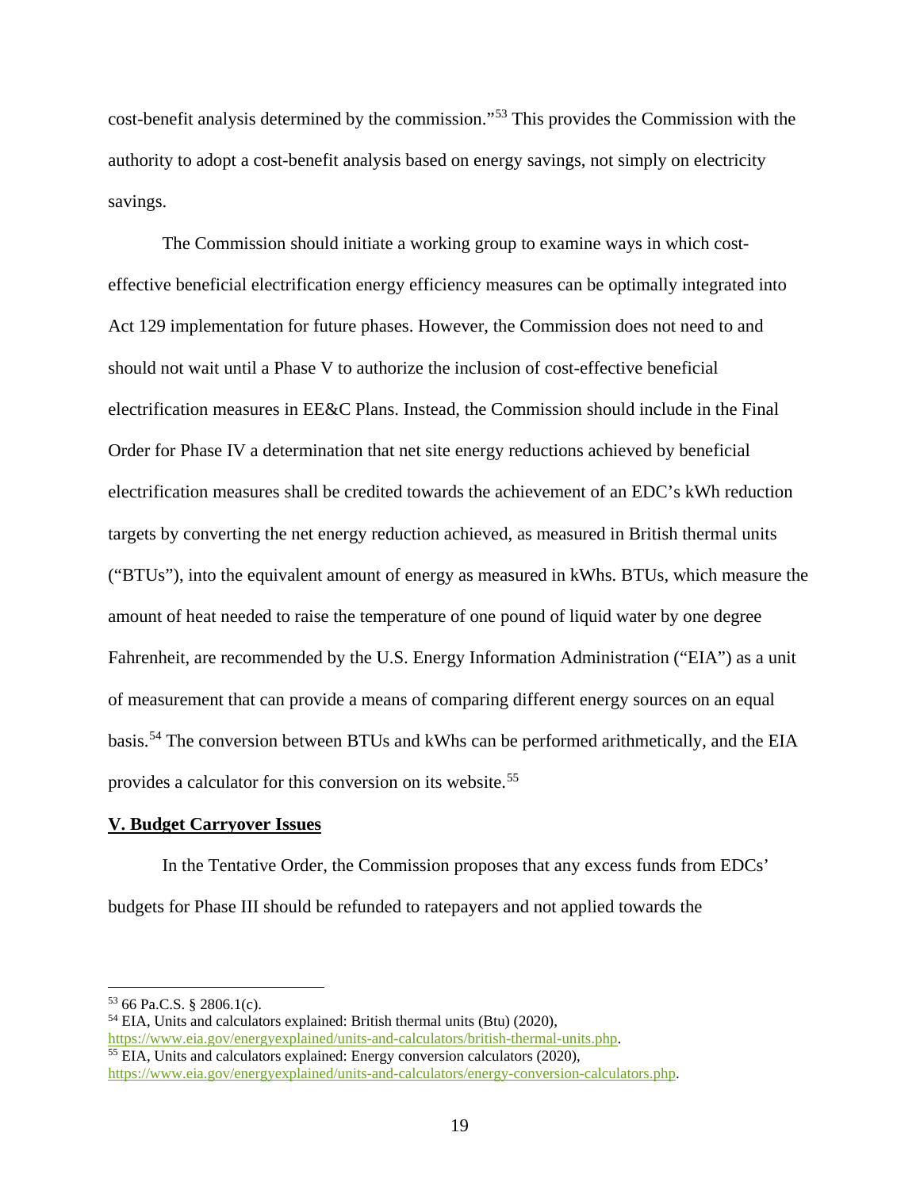cost-benefit analysis determined by the commission."[53] This provides the Commission with the authority to adopt a cost-benefit analysis based on energy savings, not simply on electricity savings.

The Commission should initiate a working group to examine ways in which cost-effective beneficial electrification energy efficiency measures can be optimally integrated into Act 129 implementation for future phases. However, the Commission does not need to and should not wait until a Phase V to authorize the inclusion of cost-effective beneficial electrification measures in EE&C Plans. Instead, the Commission should include in the Final Order for Phase IV a determination that net site energy reductions achieved by beneficial electrification measures shall be credited towards the achievement of an EDC's kWh reduction targets by converting the net energy reduction achieved, as measured in British thermal units ("BTUs"), into the equivalent amount of energy as measured in kWhs. BTUs, which measure the amount of heat needed to raise the temperature of one pound of liquid water by one degree Fahrenheit, are recommended by the U.S. Energy Information Administration ("EIA") as a unit of measurement that can provide a means of comparing different energy sources on an equal basis.[54] The conversion between BTUs and kWhs can be performed arithmetically, and the EIA provides a calculator for this conversion on its website.[55]

## V. Budget Carryover Issues

In the Tentative Order, the Commission proposes that any excess funds from EDCs' budgets for Phase III should be refunded to ratepayers and not applied towards the

---

[53] 66 Pa.C.S. § 2806.1(c).

[54] EIA, Units and calculators explained: British thermal units (Btu) (2020), https://www.eia.gov/energyexplained/units-and-calculators/british-thermal-units.php.

[55] EIA, Units and calculators explained: Energy conversion calculators (2020), https://www.eia.gov/energyexplained/units-and-calculators/energy-conversion-calculators.php.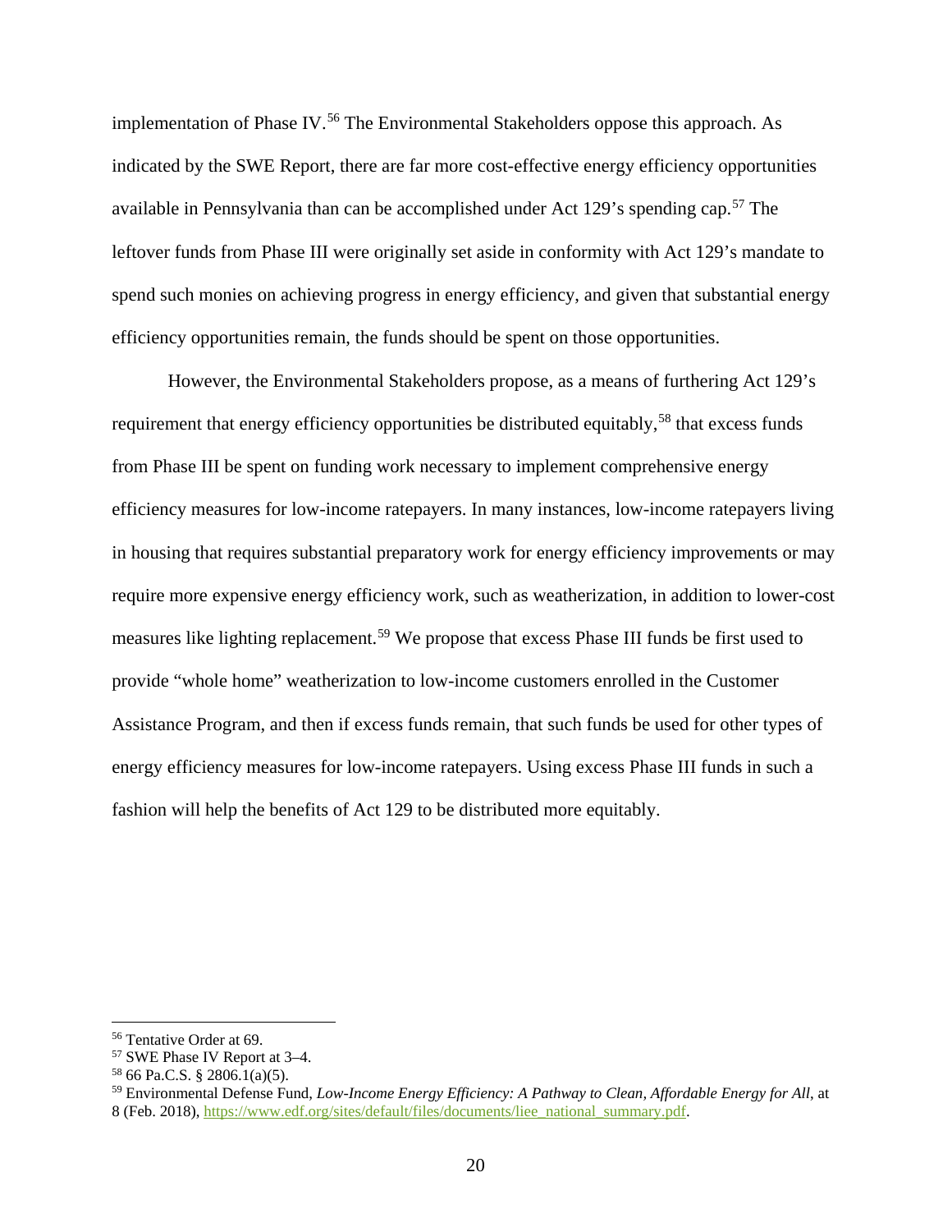implementation of Phase IV.[56] The Environmental Stakeholders oppose this approach. As indicated by the SWE Report, there are far more cost-effective energy efficiency opportunities available in Pennsylvania than can be accomplished under Act 129's spending cap.[57] The leftover funds from Phase III were originally set aside in conformity with Act 129's mandate to spend such monies on achieving progress in energy efficiency, and given that substantial energy efficiency opportunities remain, the funds should be spent on those opportunities.

However, the Environmental Stakeholders propose, as a means of furthering Act 129's requirement that energy efficiency opportunities be distributed equitably,[58] that excess funds from Phase III be spent on funding work necessary to implement comprehensive energy efficiency measures for low-income ratepayers. In many instances, low-income ratepayers living in housing that requires substantial preparatory work for energy efficiency improvements or may require more expensive energy efficiency work, such as weatherization, in addition to lower-cost measures like lighting replacement.[59] We propose that excess Phase III funds be first used to provide "whole home" weatherization to low-income customers enrolled in the Customer Assistance Program, and then if excess funds remain, that such funds be used for other types of energy efficiency measures for low-income ratepayers. Using excess Phase III funds in such a fashion will help the benefits of Act 129 to be distributed more equitably.

---

[56] Tentative Order at 69.

[57] SWE Phase IV Report at 3–4.

[58] 66 Pa.C.S. § 2806.1(a)(5).

[59] Environmental Defense Fund, *Low-Income Energy Efficiency: A Pathway to Clean, Affordable Energy for All*, at 8 (Feb. 2018), https://www.edf.org/sites/default/files/documents/liee_national_summary.pdf.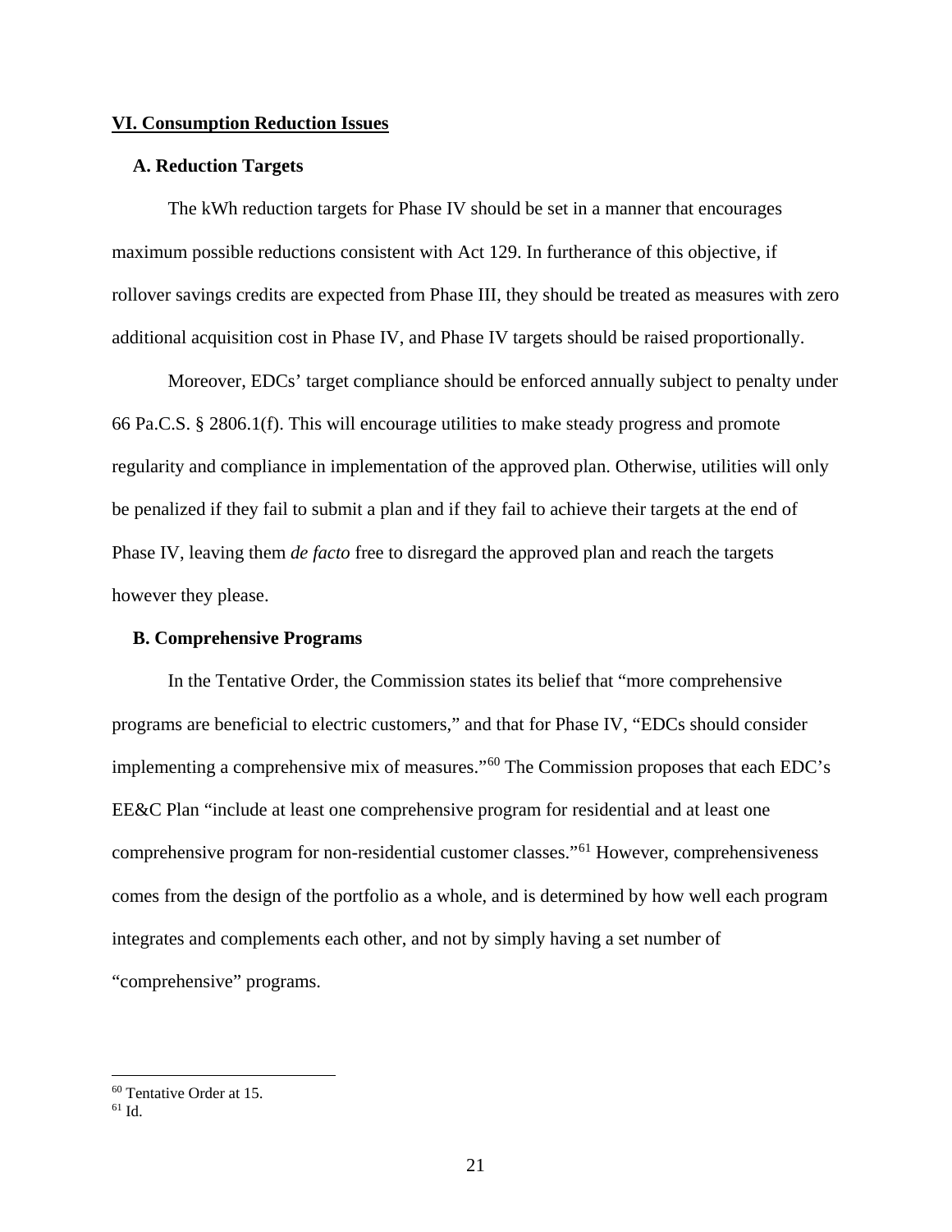## VI. Consumption Reduction Issues

### A. Reduction Targets

The kWh reduction targets for Phase IV should be set in a manner that encourages maximum possible reductions consistent with Act 129. In furtherance of this objective, if rollover savings credits are expected from Phase III, they should be treated as measures with zero additional acquisition cost in Phase IV, and Phase IV targets should be raised proportionally.

Moreover, EDCs' target compliance should be enforced annually subject to penalty under 66 Pa.C.S. § 2806.1(f). This will encourage utilities to make steady progress and promote regularity and compliance in implementation of the approved plan. Otherwise, utilities will only be penalized if they fail to submit a plan and if they fail to achieve their targets at the end of Phase IV, leaving them *de facto* free to disregard the approved plan and reach the targets however they please.

### B. Comprehensive Programs

In the Tentative Order, the Commission states its belief that "more comprehensive programs are beneficial to electric customers," and that for Phase IV, "EDCs should consider implementing a comprehensive mix of measures."[60] The Commission proposes that each EDC's EE&C Plan "include at least one comprehensive program for residential and at least one comprehensive program for non-residential customer classes."[61] However, comprehensiveness comes from the design of the portfolio as a whole, and is determined by how well each program integrates and complements each other, and not by simply having a set number of "comprehensive" programs.

---

[60] Tentative Order at 15.

[61] Id.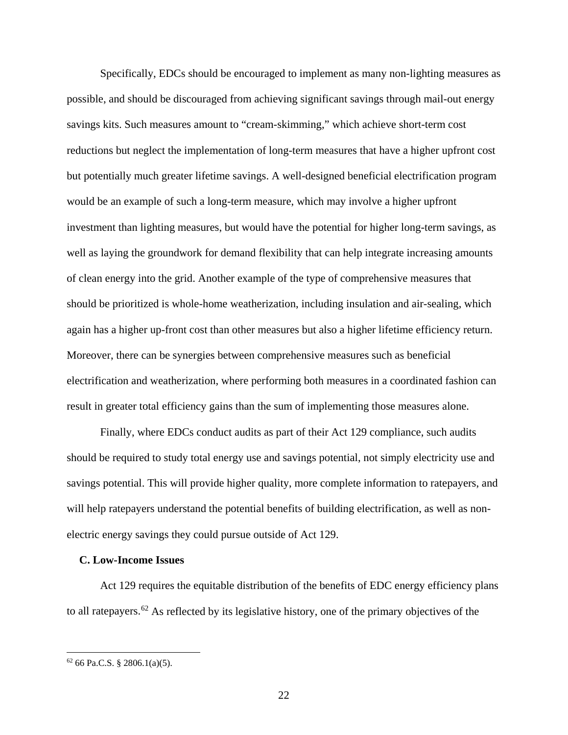Specifically, EDCs should be encouraged to implement as many non-lighting measures as possible, and should be discouraged from achieving significant savings through mail-out energy savings kits. Such measures amount to "cream-skimming," which achieve short-term cost reductions but neglect the implementation of long-term measures that have a higher upfront cost but potentially much greater lifetime savings. A well-designed beneficial electrification program would be an example of such a long-term measure, which may involve a higher upfront investment than lighting measures, but would have the potential for higher long-term savings, as well as laying the groundwork for demand flexibility that can help integrate increasing amounts of clean energy into the grid. Another example of the type of comprehensive measures that should be prioritized is whole-home weatherization, including insulation and air-sealing, which again has a higher up-front cost than other measures but also a higher lifetime efficiency return. Moreover, there can be synergies between comprehensive measures such as beneficial electrification and weatherization, where performing both measures in a coordinated fashion can result in greater total efficiency gains than the sum of implementing those measures alone.

Finally, where EDCs conduct audits as part of their Act 129 compliance, such audits should be required to study total energy use and savings potential, not simply electricity use and savings potential. This will provide higher quality, more complete information to ratepayers, and will help ratepayers understand the potential benefits of building electrification, as well as non-electric energy savings they could pursue outside of Act 129.

### C. Low-Income Issues

Act 129 requires the equitable distribution of the benefits of EDC energy efficiency plans to all ratepayers.[62] As reflected by its legislative history, one of the primary objectives of the

---

[62] 66 Pa.C.S. § 2806.1(a)(5).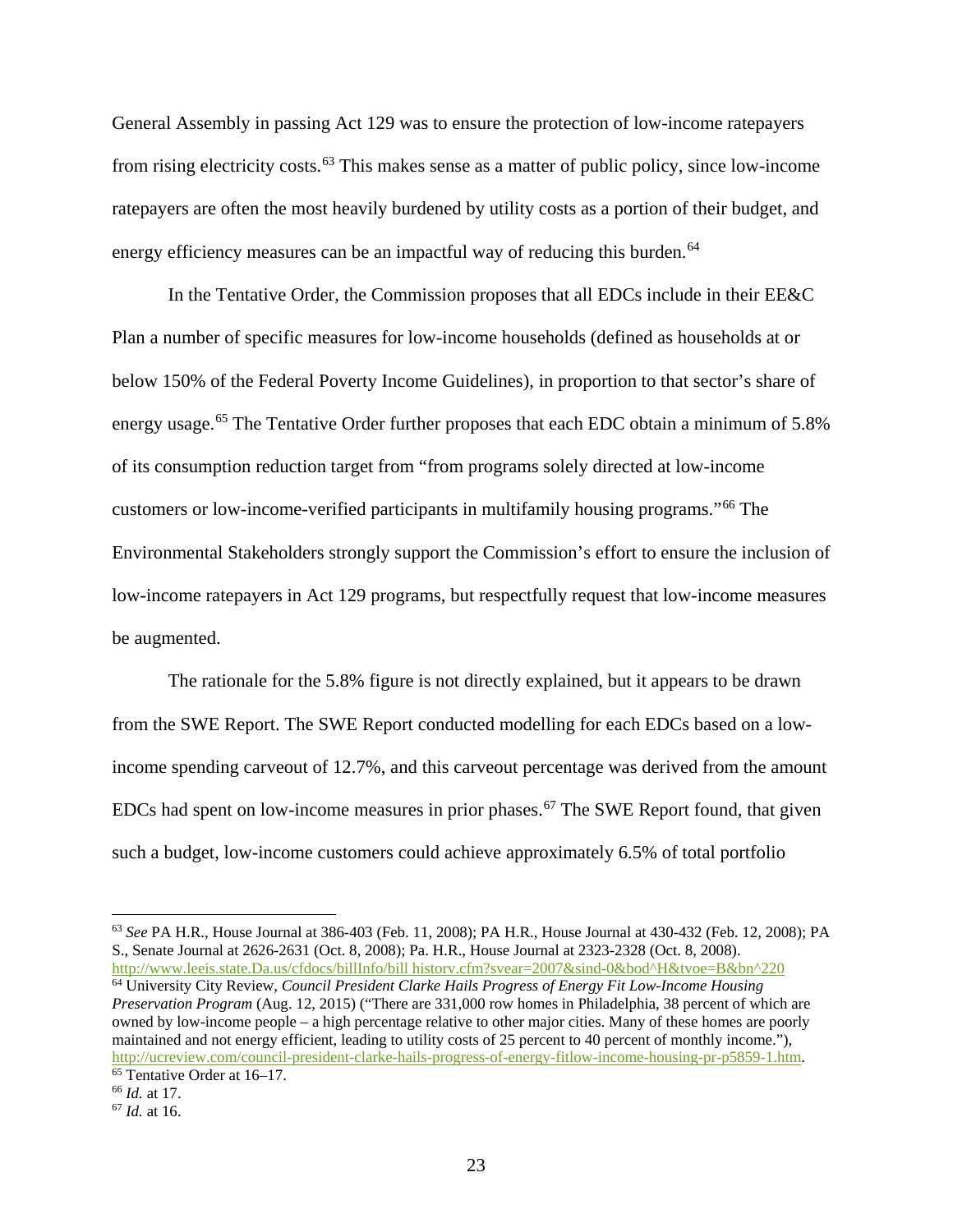General Assembly in passing Act 129 was to ensure the protection of low-income ratepayers from rising electricity costs.[63] This makes sense as a matter of public policy, since low-income ratepayers are often the most heavily burdened by utility costs as a portion of their budget, and energy efficiency measures can be an impactful way of reducing this burden.[64]

In the Tentative Order, the Commission proposes that all EDCs include in their EE&C Plan a number of specific measures for low-income households (defined as households at or below 150% of the Federal Poverty Income Guidelines), in proportion to that sector's share of energy usage.[65] The Tentative Order further proposes that each EDC obtain a minimum of 5.8% of its consumption reduction target from "from programs solely directed at low-income customers or low-income-verified participants in multifamily housing programs."[66] The Environmental Stakeholders strongly support the Commission's effort to ensure the inclusion of low-income ratepayers in Act 129 programs, but respectfully request that low-income measures be augmented.

The rationale for the 5.8% figure is not directly explained, but it appears to be drawn from the SWE Report. The SWE Report conducted modelling for each EDCs based on a low-income spending carveout of 12.7%, and this carveout percentage was derived from the amount EDCs had spent on low-income measures in prior phases.[67] The SWE Report found, that given such a budget, low-income customers could achieve approximately 6.5% of total portfolio

---

[63] *See* PA H.R., House Journal at 386-403 (Feb. 11, 2008); PA H.R., House Journal at 430-432 (Feb. 12, 2008); PA S., Senate Journal at 2626-2631 (Oct. 8, 2008); Pa. H.R., House Journal at 2323-2328 (Oct. 8, 2008). http://www.leeis.state.Da.us/cfdocs/billInfo/bill historv.cfm?svear=2007&sind-0&bod^H&tvoe=B&bn^220

[64] University City Review, *Council President Clarke Hails Progress of Energy Fit Low-Income Housing Preservation Program* (Aug. 12, 2015) ("There are 331,000 row homes in Philadelphia, 38 percent of which are owned by low-income people – a high percentage relative to other major cities. Many of these homes are poorly maintained and not energy efficient, leading to utility costs of 25 percent to 40 percent of monthly income."), http://ucreview.com/council-president-clarke-hails-progress-of-energy-fitlow-income-housing-pr-p5859-1.htm.

[65] Tentative Order at 16–17.

[66] *Id.* at 17.

[67] *Id.* at 16.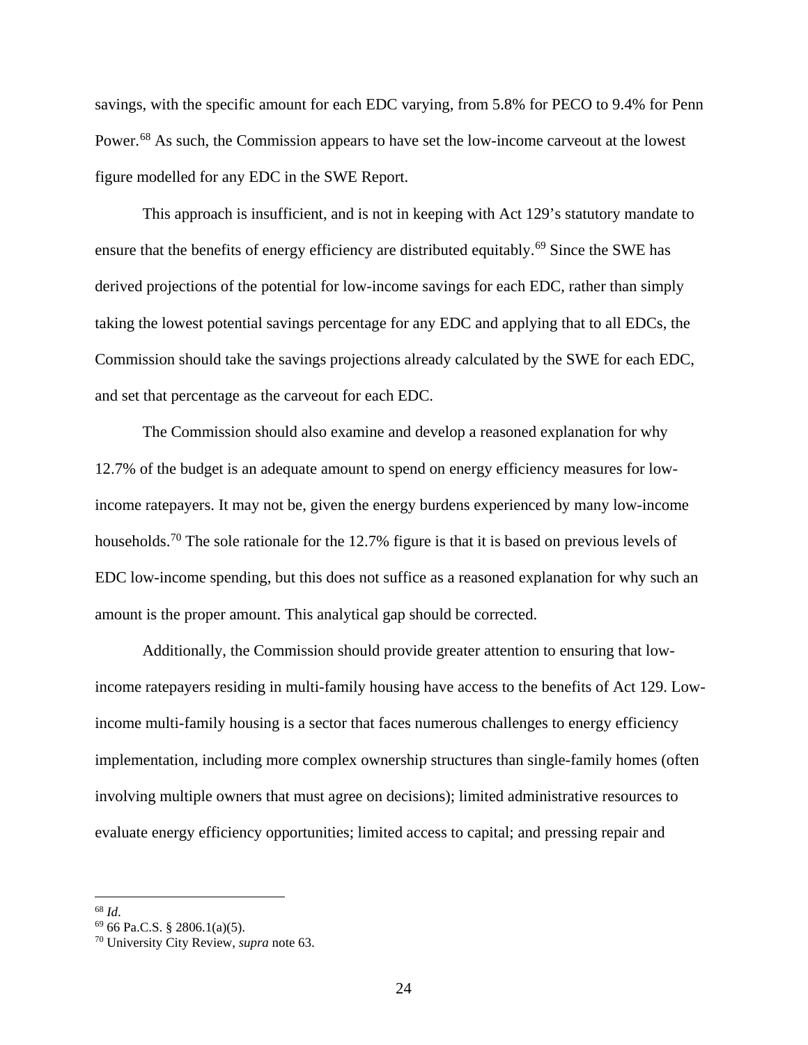savings, with the specific amount for each EDC varying, from 5.8% for PECO to 9.4% for Penn Power.[68] As such, the Commission appears to have set the low-income carveout at the lowest figure modelled for any EDC in the SWE Report.

This approach is insufficient, and is not in keeping with Act 129's statutory mandate to ensure that the benefits of energy efficiency are distributed equitably.[69] Since the SWE has derived projections of the potential for low-income savings for each EDC, rather than simply taking the lowest potential savings percentage for any EDC and applying that to all EDCs, the Commission should take the savings projections already calculated by the SWE for each EDC, and set that percentage as the carveout for each EDC.

The Commission should also examine and develop a reasoned explanation for why 12.7% of the budget is an adequate amount to spend on energy efficiency measures for low-income ratepayers. It may not be, given the energy burdens experienced by many low-income households.[70] The sole rationale for the 12.7% figure is that it is based on previous levels of EDC low-income spending, but this does not suffice as a reasoned explanation for why such an amount is the proper amount. This analytical gap should be corrected.

Additionally, the Commission should provide greater attention to ensuring that low-income ratepayers residing in multi-family housing have access to the benefits of Act 129. Low-income multi-family housing is a sector that faces numerous challenges to energy efficiency implementation, including more complex ownership structures than single-family homes (often involving multiple owners that must agree on decisions); limited administrative resources to evaluate energy efficiency opportunities; limited access to capital; and pressing repair and

---

[68] *Id*.

[69] 66 Pa.C.S. § 2806.1(a)(5).

[70] University City Review, *supra* note 63.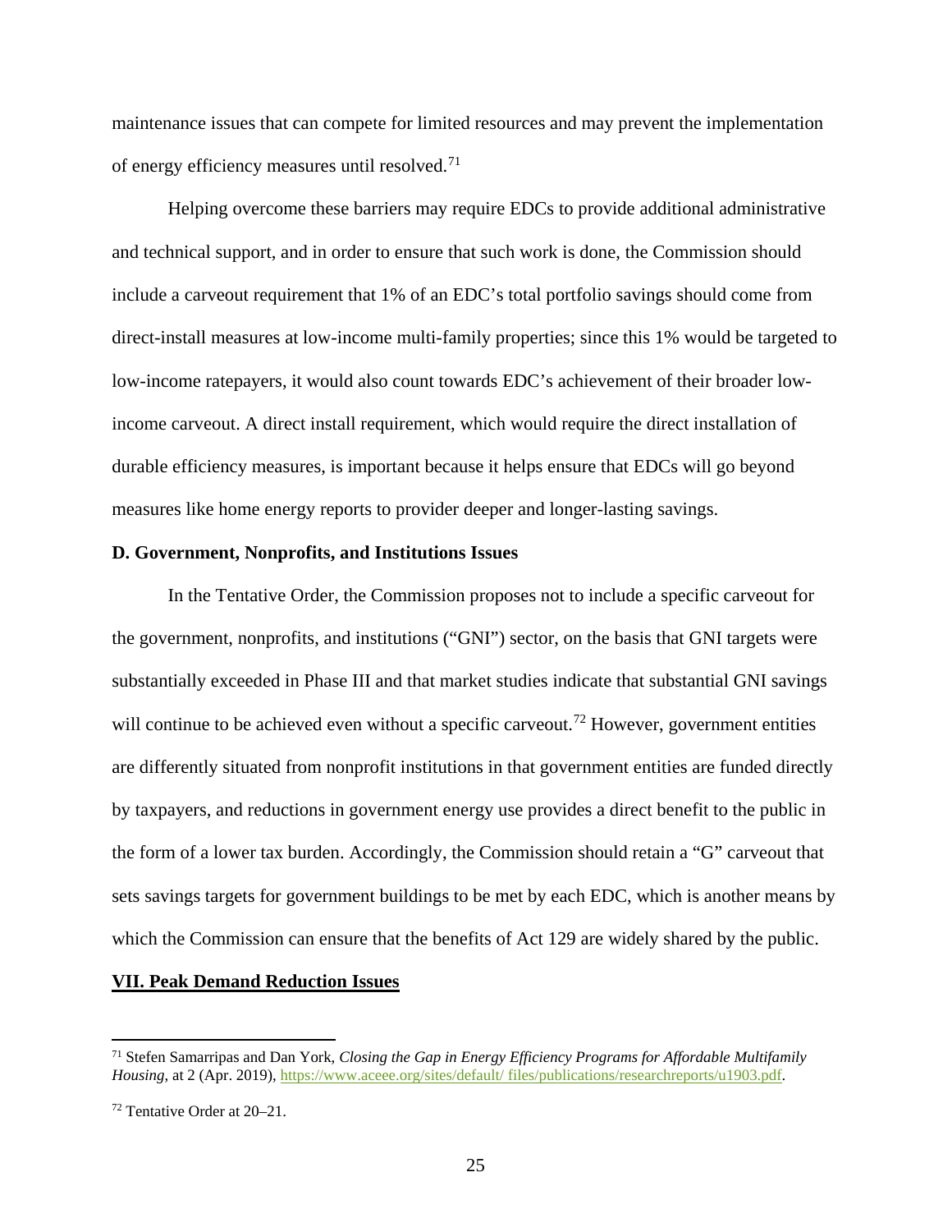maintenance issues that can compete for limited resources and may prevent the implementation of energy efficiency measures until resolved.[71]

Helping overcome these barriers may require EDCs to provide additional administrative and technical support, and in order to ensure that such work is done, the Commission should include a carveout requirement that 1% of an EDC's total portfolio savings should come from direct-install measures at low-income multi-family properties; since this 1% would be targeted to low-income ratepayers, it would also count towards EDC's achievement of their broader low-income carveout. A direct install requirement, which would require the direct installation of durable efficiency measures, is important because it helps ensure that EDCs will go beyond measures like home energy reports to provider deeper and longer-lasting savings.

**D. Government, Nonprofits, and Institutions Issues**

In the Tentative Order, the Commission proposes not to include a specific carveout for the government, nonprofits, and institutions ("GNI") sector, on the basis that GNI targets were substantially exceeded in Phase III and that market studies indicate that substantial GNI savings will continue to be achieved even without a specific carveout.[72] However, government entities are differently situated from nonprofit institutions in that government entities are funded directly by taxpayers, and reductions in government energy use provides a direct benefit to the public in the form of a lower tax burden. Accordingly, the Commission should retain a "G" carveout that sets savings targets for government buildings to be met by each EDC, which is another means by which the Commission can ensure that the benefits of Act 129 are widely shared by the public.

## VII. Peak Demand Reduction Issues

---

[71] Stefen Samarripas and Dan York, *Closing the Gap in Energy Efficiency Programs for Affordable Multifamily Housing*, at 2 (Apr. 2019), https://www.aceee.org/sites/default/ files/publications/researchreports/u1903.pdf.

[72] Tentative Order at 20–21.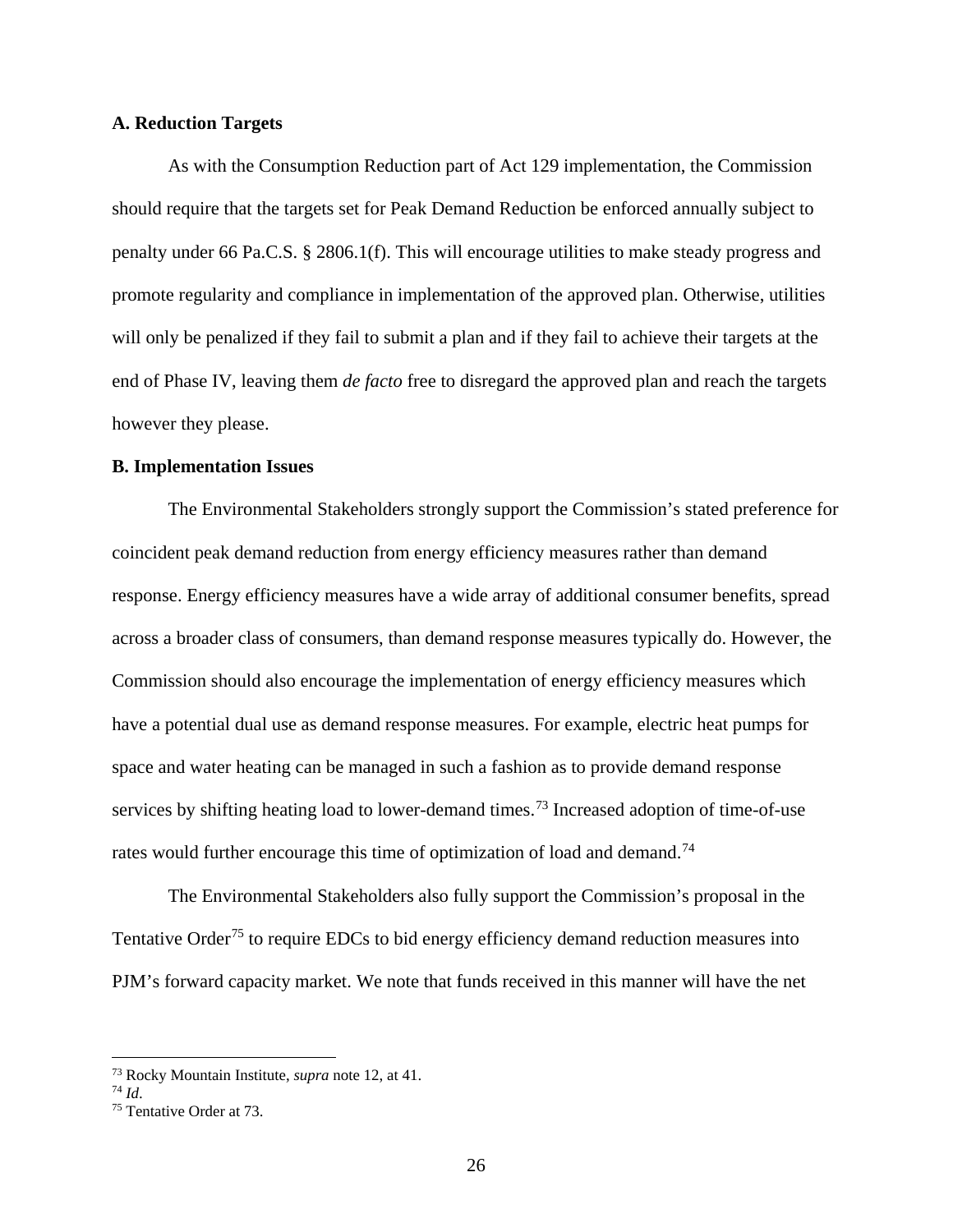**A. Reduction Targets**

As with the Consumption Reduction part of Act 129 implementation, the Commission should require that the targets set for Peak Demand Reduction be enforced annually subject to penalty under 66 Pa.C.S. § 2806.1(f). This will encourage utilities to make steady progress and promote regularity and compliance in implementation of the approved plan. Otherwise, utilities will only be penalized if they fail to submit a plan and if they fail to achieve their targets at the end of Phase IV, leaving them *de facto* free to disregard the approved plan and reach the targets however they please.

**B. Implementation Issues**

The Environmental Stakeholders strongly support the Commission's stated preference for coincident peak demand reduction from energy efficiency measures rather than demand response. Energy efficiency measures have a wide array of additional consumer benefits, spread across a broader class of consumers, than demand response measures typically do. However, the Commission should also encourage the implementation of energy efficiency measures which have a potential dual use as demand response measures. For example, electric heat pumps for space and water heating can be managed in such a fashion as to provide demand response services by shifting heating load to lower-demand times.[73] Increased adoption of time-of-use rates would further encourage this time of optimization of load and demand.[74]

The Environmental Stakeholders also fully support the Commission's proposal in the Tentative Order[75] to require EDCs to bid energy efficiency demand reduction measures into PJM's forward capacity market. We note that funds received in this manner will have the net

---

[73] Rocky Mountain Institute, *supra* note 12, at 41.
[74] *Id*.
[75] Tentative Order at 73.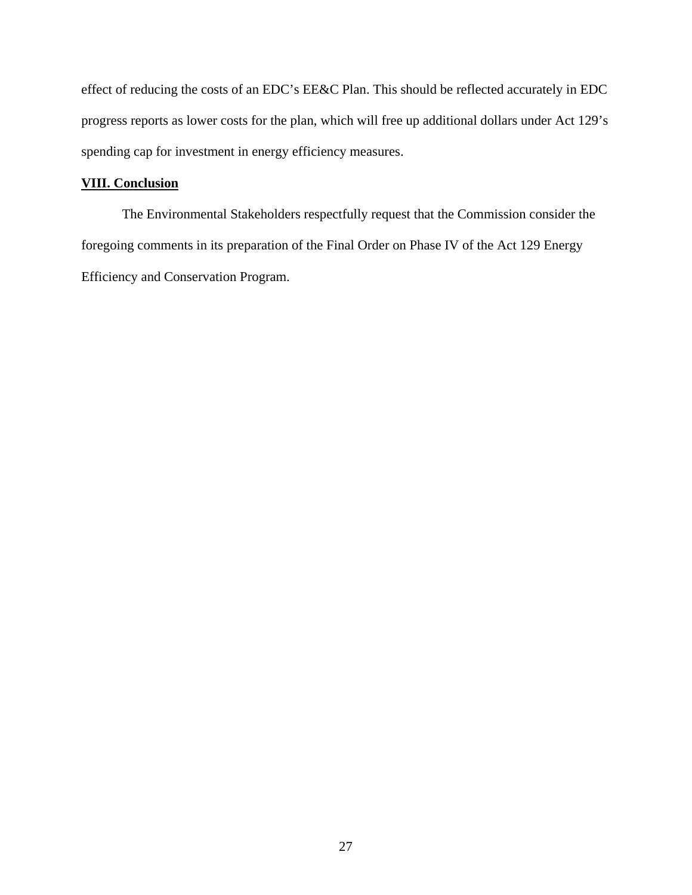effect of reducing the costs of an EDC's EE&C Plan. This should be reflected accurately in EDC progress reports as lower costs for the plan, which will free up additional dollars under Act 129's spending cap for investment in energy efficiency measures.

## **VIII. Conclusion**

The Environmental Stakeholders respectfully request that the Commission consider the foregoing comments in its preparation of the Final Order on Phase IV of the Act 129 Energy Efficiency and Conservation Program.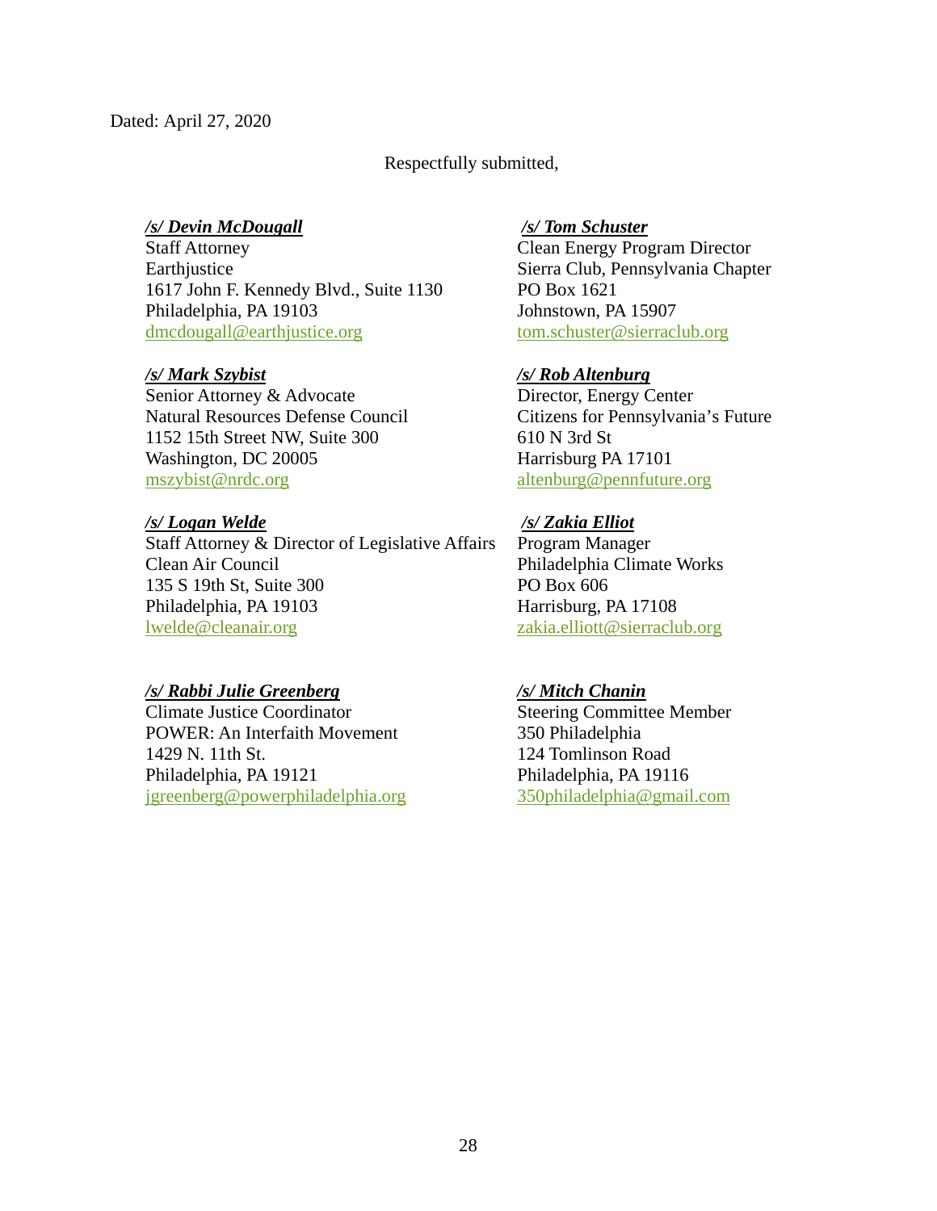Dated: April 27, 2020

Respectfully submitted,

***/s/ Devin McDougall***
Staff Attorney
Earthjustice
1617 John F. Kennedy Blvd., Suite 1130
Philadelphia, PA 19103
dmcdougall@earthjustice.org

***/s/ Tom Schuster***
Clean Energy Program Director
Sierra Club, Pennsylvania Chapter
PO Box 1621
Johnstown, PA 15907
tom.schuster@sierraclub.org

***/s/ Mark Szybist***
Senior Attorney & Advocate
Natural Resources Defense Council
1152 15th Street NW, Suite 300
Washington, DC 20005
mszybist@nrdc.org

***/s/ Rob Altenburg***
Director, Energy Center
Citizens for Pennsylvania's Future
610 N 3rd St
Harrisburg PA 17101
altenburg@pennfuture.org

***/s/ Logan Welde***
Staff Attorney & Director of Legislative Affairs
Clean Air Council
135 S 19th St, Suite 300
Philadelphia, PA 19103
lwelde@cleanair.org

***/s/ Zakia Elliot***
Program Manager
Philadelphia Climate Works
PO Box 606
Harrisburg, PA 17108
zakia.elliott@sierraclub.org

***/s/ Rabbi Julie Greenberg***
Climate Justice Coordinator
POWER: An Interfaith Movement
1429 N. 11th St.
Philadelphia, PA 19121
jgreenberg@powerphiladelphia.org

***/s/ Mitch Chanin***
Steering Committee Member
350 Philadelphia
124 Tomlinson Road
Philadelphia, PA 19116
350philadelphia@gmail.com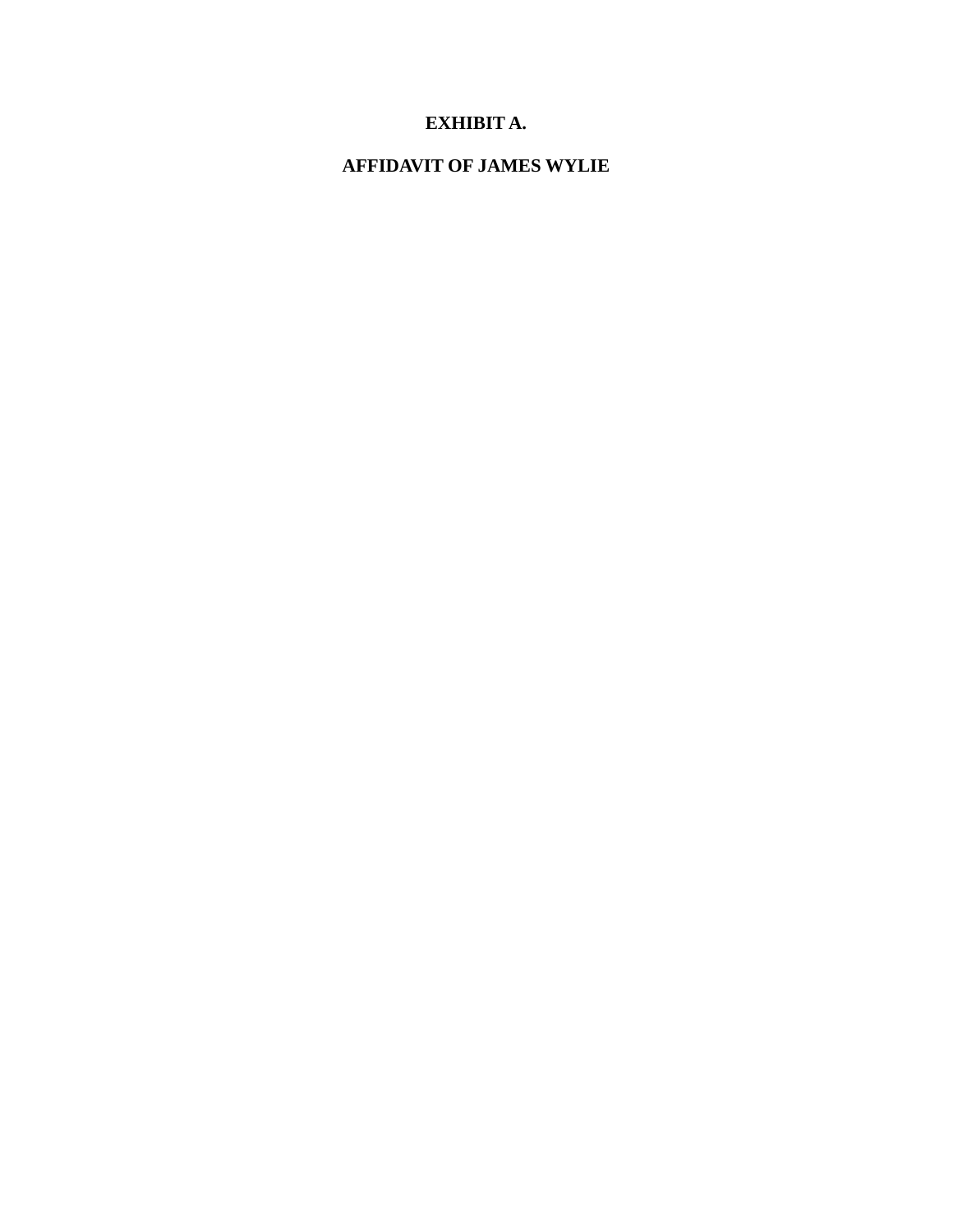# EXHIBIT A.

# AFFIDAVIT OF JAMES WYLIE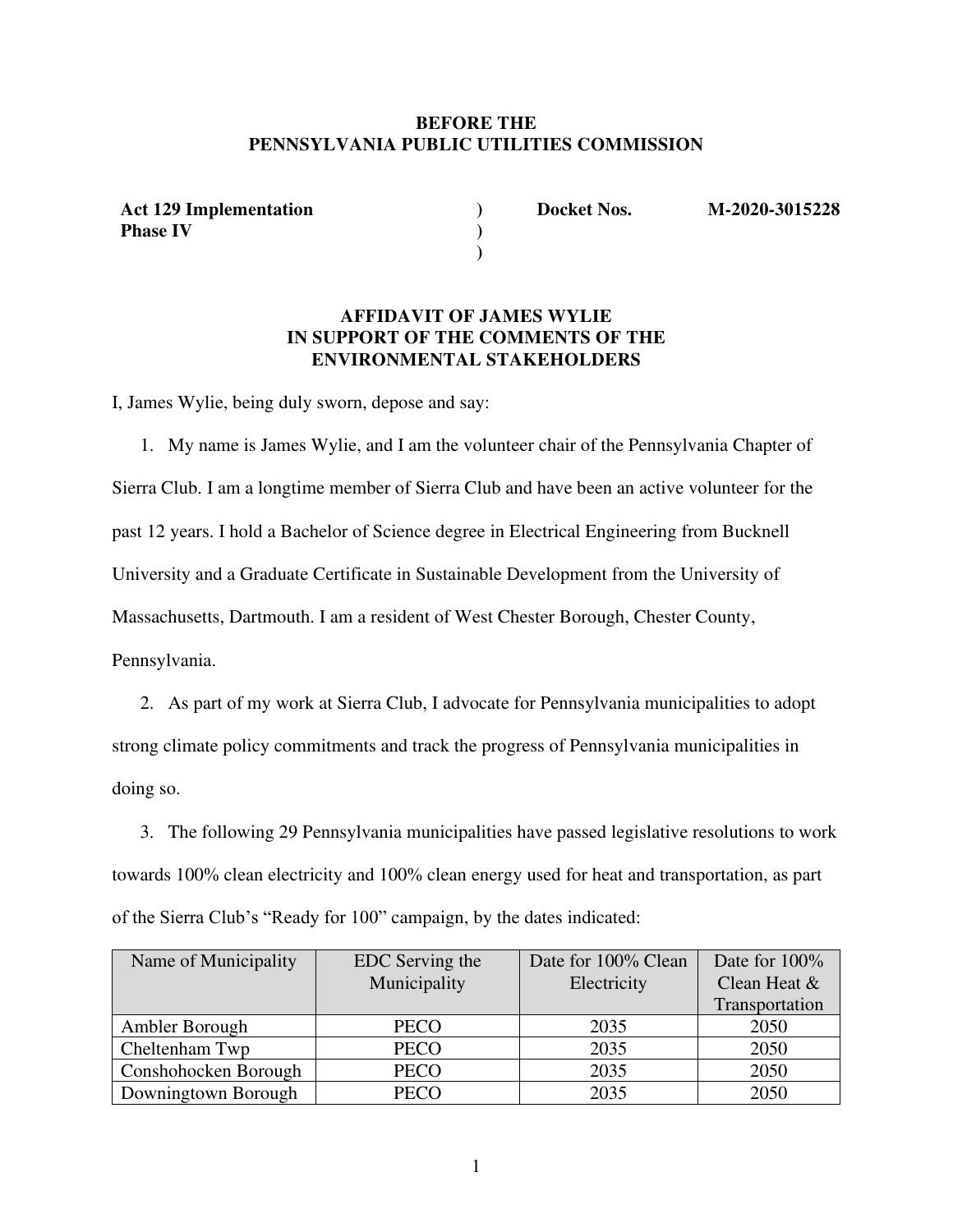**BEFORE THE**
**PENNSYLVANIA PUBLIC UTILITIES COMMISSION**

| | | | |
|---|---|---|---|
| **Act 129 Implementation Phase IV** | ) ) ) | **Docket Nos.** | **M-2020-3015228** |

**AFFIDAVIT OF JAMES WYLIE**
**IN SUPPORT OF THE COMMENTS OF THE**
**ENVIRONMENTAL STAKEHOLDERS**

I, James Wylie, being duly sworn, depose and say:

1. My name is James Wylie, and I am the volunteer chair of the Pennsylvania Chapter of Sierra Club. I am a longtime member of Sierra Club and have been an active volunteer for the past 12 years. I hold a Bachelor of Science degree in Electrical Engineering from Bucknell University and a Graduate Certificate in Sustainable Development from the University of Massachusetts, Dartmouth. I am a resident of West Chester Borough, Chester County, Pennsylvania.

2. As part of my work at Sierra Club, I advocate for Pennsylvania municipalities to adopt strong climate policy commitments and track the progress of Pennsylvania municipalities in doing so.

3. The following 29 Pennsylvania municipalities have passed legislative resolutions to work towards 100% clean electricity and 100% clean energy used for heat and transportation, as part of the Sierra Club's "Ready for 100" campaign, by the dates indicated:

| Name of Municipality | EDC Serving the Municipality | Date for 100% Clean Electricity | Date for 100% Clean Heat & Transportation |
|---|---|---|---|
| Ambler Borough | PECO | 2035 | 2050 |
| Cheltenham Twp | PECO | 2035 | 2050 |
| Conshohocken Borough | PECO | 2035 | 2050 |
| Downingtown Borough | PECO | 2035 | 2050 |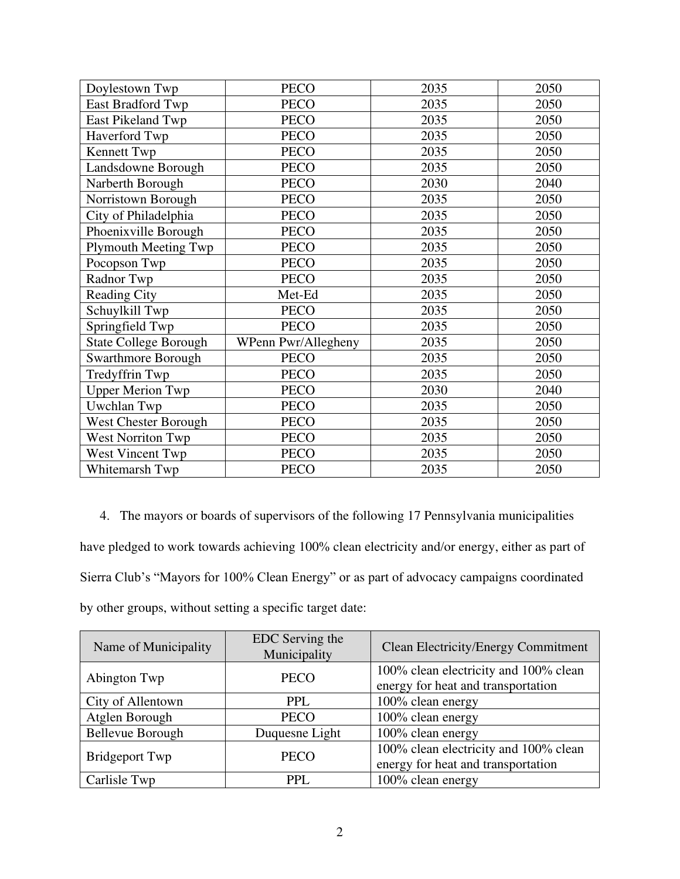| | | | |
|---|---|---|---|
| Doylestown Twp | PECO | 2035 | 2050 |
| East Bradford Twp | PECO | 2035 | 2050 |
| East Pikeland Twp | PECO | 2035 | 2050 |
| Haverford Twp | PECO | 2035 | 2050 |
| Kennett Twp | PECO | 2035 | 2050 |
| Landsdowne Borough | PECO | 2035 | 2050 |
| Narberth Borough | PECO | 2030 | 2040 |
| Norristown Borough | PECO | 2035 | 2050 |
| City of Philadelphia | PECO | 2035 | 2050 |
| Phoenixville Borough | PECO | 2035 | 2050 |
| Plymouth Meeting Twp | PECO | 2035 | 2050 |
| Pocopson Twp | PECO | 2035 | 2050 |
| Radnor Twp | PECO | 2035 | 2050 |
| Reading City | Met-Ed | 2035 | 2050 |
| Schuylkill Twp | PECO | 2035 | 2050 |
| Springfield Twp | PECO | 2035 | 2050 |
| State College Borough | WPenn Pwr/Allegheny | 2035 | 2050 |
| Swarthmore Borough | PECO | 2035 | 2050 |
| Tredyffrin Twp | PECO | 2035 | 2050 |
| Upper Merion Twp | PECO | 2030 | 2040 |
| Uwchlan Twp | PECO | 2035 | 2050 |
| West Chester Borough | PECO | 2035 | 2050 |
| West Norriton Twp | PECO | 2035 | 2050 |
| West Vincent Twp | PECO | 2035 | 2050 |
| Whitemarsh Twp | PECO | 2035 | 2050 |

4. The mayors or boards of supervisors of the following 17 Pennsylvania municipalities have pledged to work towards achieving 100% clean electricity and/or energy, either as part of Sierra Club's "Mayors for 100% Clean Energy" or as part of advocacy campaigns coordinated by other groups, without setting a specific target date:

| Name of Municipality | EDC Serving the Municipality | Clean Electricity/Energy Commitment |
|---|---|---|
| Abington Twp | PECO | 100% clean electricity and 100% clean energy for heat and transportation |
| City of Allentown | PPL | 100% clean energy |
| Atglen Borough | PECO | 100% clean energy |
| Bellevue Borough | Duquesne Light | 100% clean energy |
| Bridgeport Twp | PECO | 100% clean electricity and 100% clean energy for heat and transportation |
| Carlisle Twp | PPL | 100% clean energy |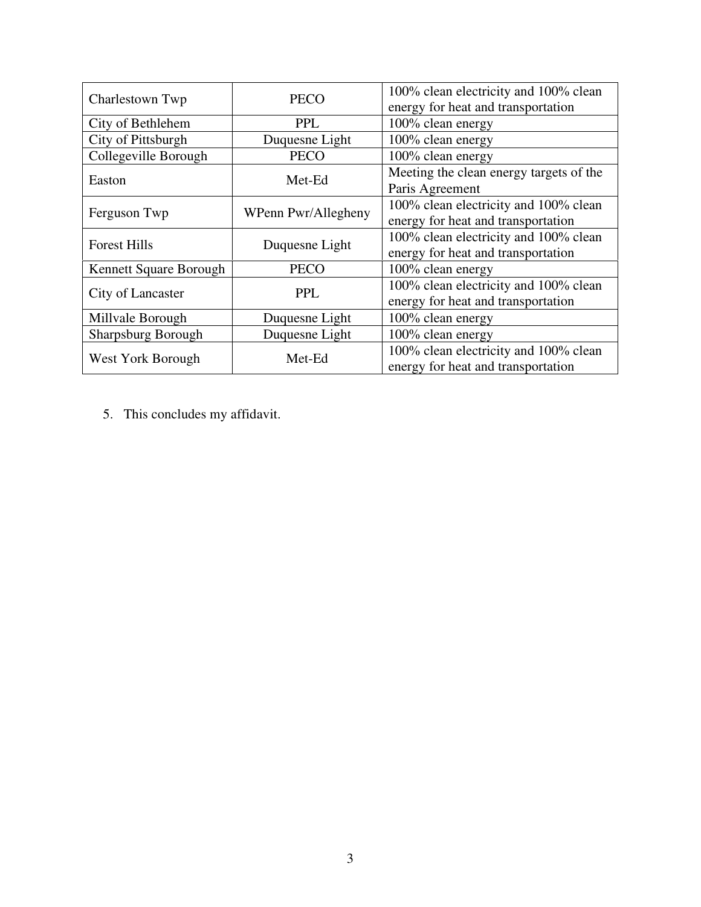| Charlestown Twp | PECO | 100% clean electricity and 100% clean energy for heat and transportation |
|---|---|---|
| City of Bethlehem | PPL | 100% clean energy |
| City of Pittsburgh | Duquesne Light | 100% clean energy |
| Collegeville Borough | PECO | 100% clean energy |
| Easton | Met-Ed | Meeting the clean energy targets of the Paris Agreement |
| Ferguson Twp | WPenn Pwr/Allegheny | 100% clean electricity and 100% clean energy for heat and transportation |
| Forest Hills | Duquesne Light | 100% clean electricity and 100% clean energy for heat and transportation |
| Kennett Square Borough | PECO | 100% clean energy |
| City of Lancaster | PPL | 100% clean electricity and 100% clean energy for heat and transportation |
| Millvale Borough | Duquesne Light | 100% clean energy |
| Sharpsburg Borough | Duquesne Light | 100% clean energy |
| West York Borough | Met-Ed | 100% clean electricity and 100% clean energy for heat and transportation |

5. This concludes my affidavit.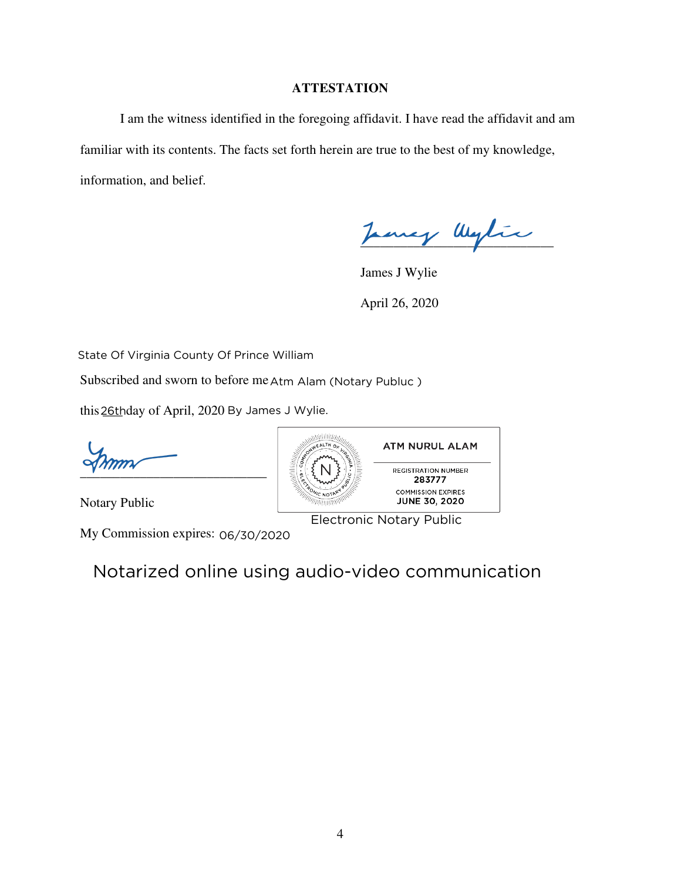## ATTESTATION

I am the witness identified in the foregoing affidavit. I have read the affidavit and am familiar with its contents. The facts set forth herein are true to the best of my knowledge, information, and belief.

James J Wylie

April 26, 2020

State Of Virginia County Of Prince William

Subscribed and sworn to before me Atm Alam (Notary Publuc )

this 26th day of April, 2020 By James J Wylie.

Notary Public

ATM NURUL ALAM

REGISTRATION NUMBER
283777

COMMISSION EXPIRES
JUNE 30, 2020

COMMONWEALTH OF VIRGINIA ELECTRONIC NOTARY PUBLIC

Electronic Notary Public

My Commission expires: 06/30/2020

Notarized online using audio-video communication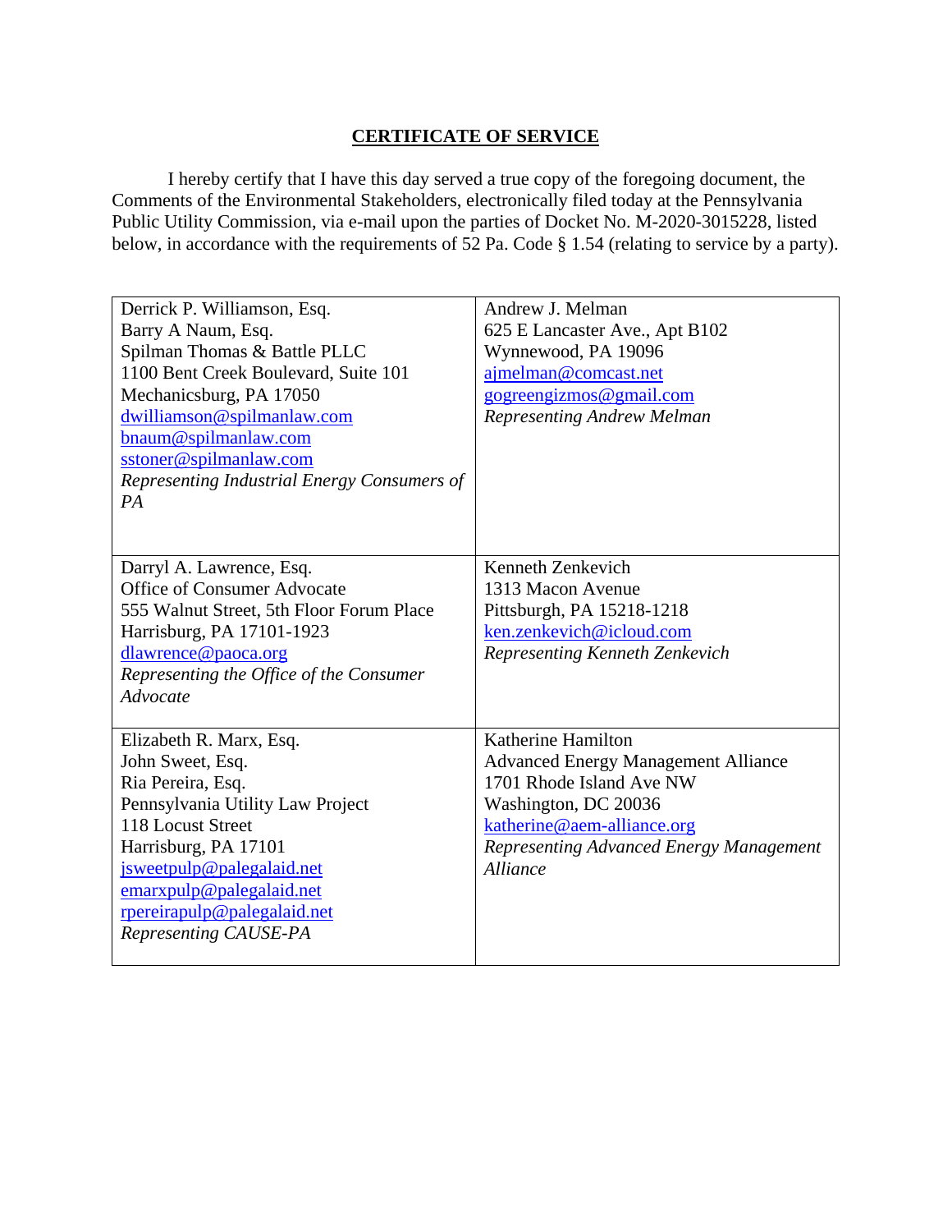# **CERTIFICATE OF SERVICE**

I hereby certify that I have this day served a true copy of the foregoing document, the Comments of the Environmental Stakeholders, electronically filed today at the Pennsylvania Public Utility Commission, via e-mail upon the parties of Docket No. M-2020-3015228, listed below, in accordance with the requirements of 52 Pa. Code § 1.54 (relating to service by a party).

| | |
|---|---|
| Derrick P. Williamson, Esq.<br>Barry A Naum, Esq.<br>Spilman Thomas & Battle PLLC<br>1100 Bent Creek Boulevard, Suite 101<br>Mechanicsburg, PA 17050<br>dwilliamson@spilmanlaw.com<br>bnaum@spilmanlaw.com<br>sstoner@spilmanlaw.com<br>*Representing Industrial Energy Consumers of PA* | Andrew J. Melman<br>625 E Lancaster Ave., Apt B102<br>Wynnewood, PA 19096<br>ajmelman@comcast.net<br>gogreengizmos@gmail.com<br>*Representing Andrew Melman* |
| Darryl A. Lawrence, Esq.<br>Office of Consumer Advocate<br>555 Walnut Street, 5th Floor Forum Place<br>Harrisburg, PA 17101-1923<br>dlawrence@paoca.org<br>*Representing the Office of the Consumer Advocate* | Kenneth Zenkevich<br>1313 Macon Avenue<br>Pittsburgh, PA 15218-1218<br>ken.zenkevich@icloud.com<br>*Representing Kenneth Zenkevich* |
| Elizabeth R. Marx, Esq.<br>John Sweet, Esq.<br>Ria Pereira, Esq.<br>Pennsylvania Utility Law Project<br>118 Locust Street<br>Harrisburg, PA 17101<br>jsweetpulp@palegalaid.net<br>emarxpulp@palegalaid.net<br>rpereirapulp@palegalaid.net<br>*Representing CAUSE-PA* | Katherine Hamilton<br>Advanced Energy Management Alliance<br>1701 Rhode Island Ave NW<br>Washington, DC 20036<br>katherine@aem-alliance.org<br>*Representing Advanced Energy Management Alliance* |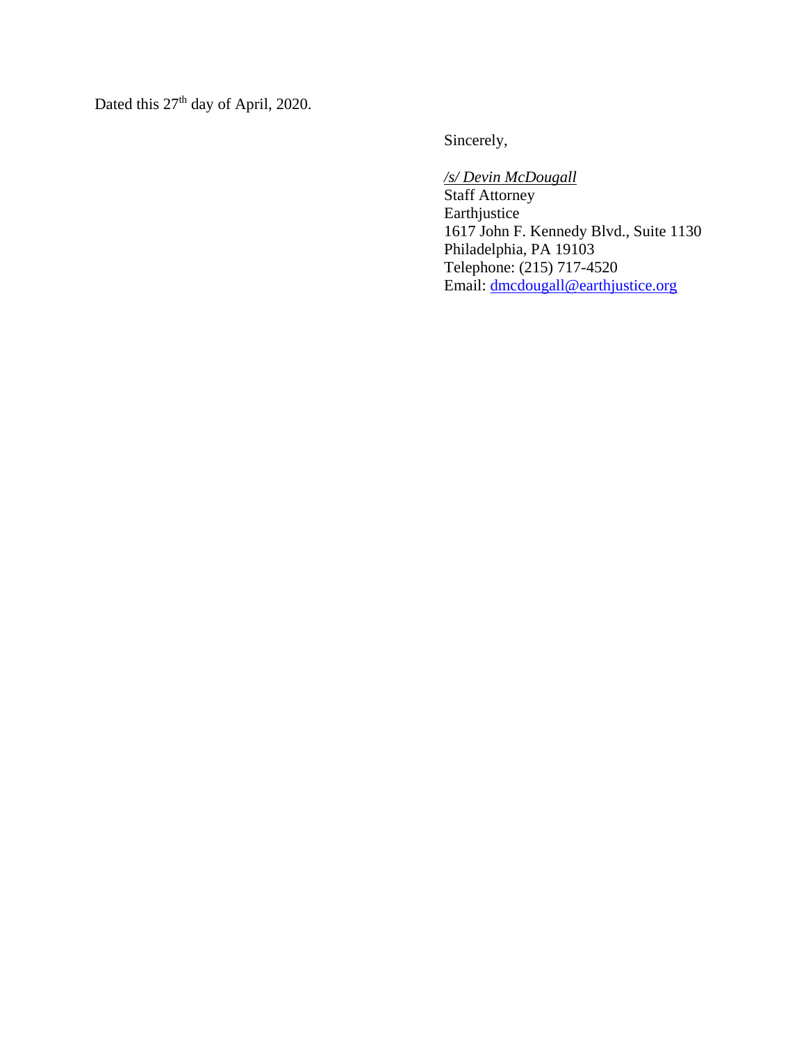Dated this 27th day of April, 2020.

Sincerely,

*/s/ Devin McDougall*
Staff Attorney
Earthjustice
1617 John F. Kennedy Blvd., Suite 1130
Philadelphia, PA 19103
Telephone: (215) 717-4520
Email: dmcdougall@earthjustice.org